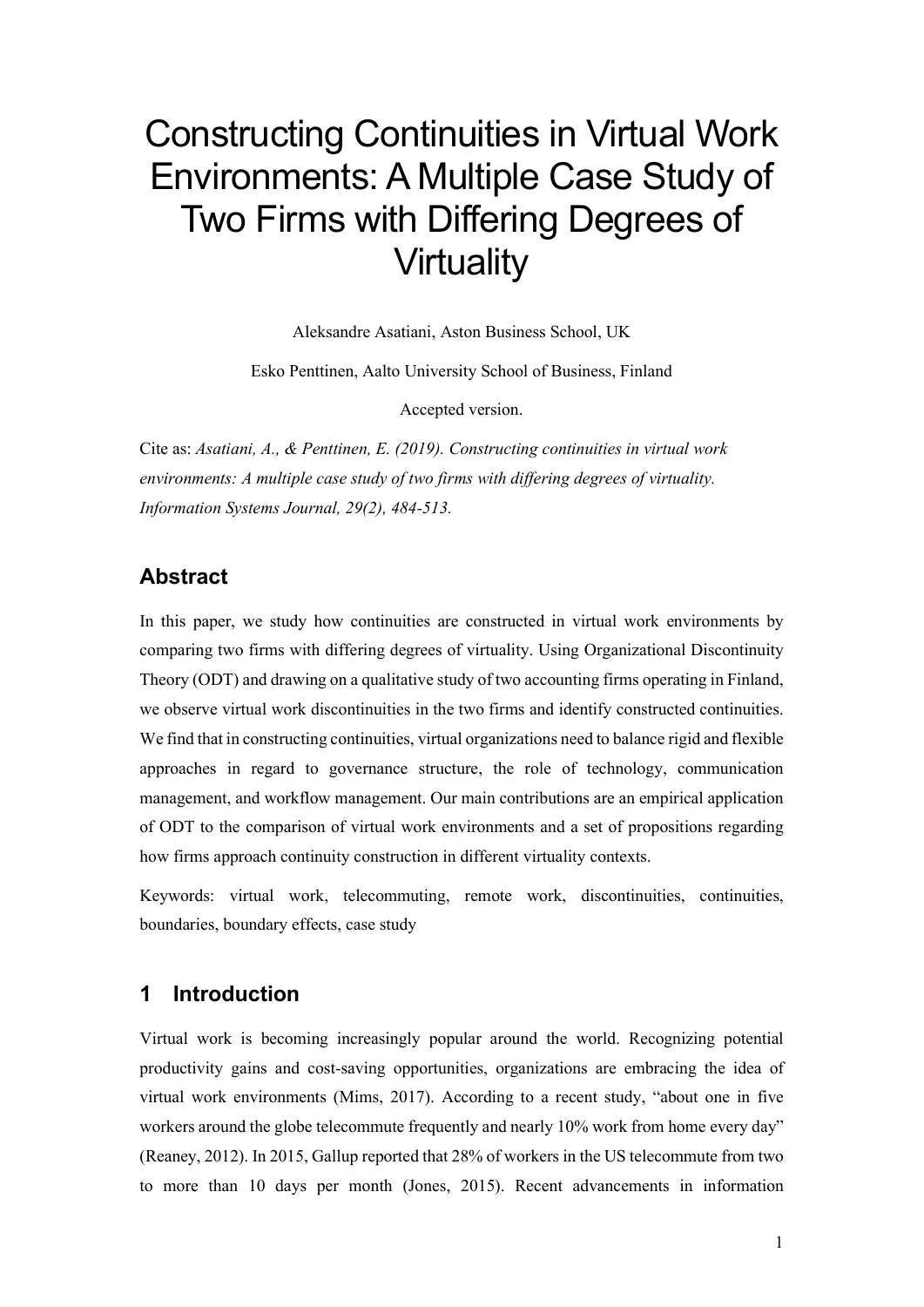# Constructing Continuities in Virtual Work Environments: A Multiple Case Study of Two Firms with Differing Degrees of Virtuality

Aleksandre Asatiani, Aston Business School, UK

Esko Penttinen, Aalto University School of Business, Finland

Accepted version.

Cite as: *Asatiani, A., & Penttinen, E. (2019). Constructing continuities in virtual work environments: A multiple case study of two firms with differing degrees of virtuality. Information Systems Journal, 29(2), 484-513.*

## Abstract

In this paper, we study how continuities are constructed in virtual work environments by comparing two firms with differing degrees of virtuality. Using Organizational Discontinuity Theory (ODT) and drawing on a qualitative study of two accounting firms operating in Finland, we observe virtual work discontinuities in the two firms and identify constructed continuities. We find that in constructing continuities, virtual organizations need to balance rigid and flexible approaches in regard to governance structure, the role of technology, communication management, and workflow management. Our main contributions are an empirical application of ODT to the comparison of virtual work environments and a set of propositions regarding how firms approach continuity construction in different virtuality contexts.

Keywords: virtual work, telecommuting, remote work, discontinuities, continuities, boundaries, boundary effects, case study

## 1 Introduction

Virtual work is becoming increasingly popular around the world. Recognizing potential productivity gains and cost-saving opportunities, organizations are embracing the idea of virtual work environments (Mims, 2017). According to a recent study, "about one in five workers around the globe telecommute frequently and nearly 10% work from home every day" (Reaney, 2012). In 2015, Gallup reported that 28% of workers in the US telecommute from two to more than 10 days per month (Jones, 2015). Recent advancements in information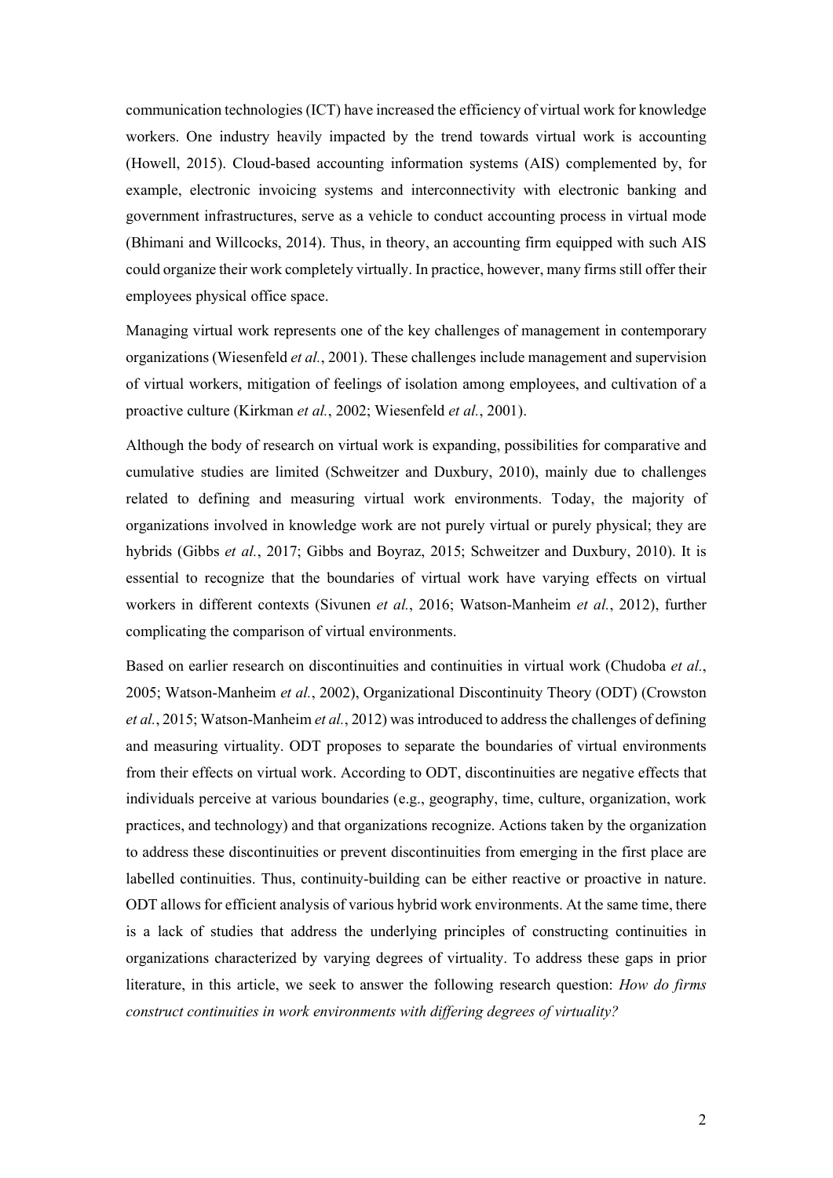communication technologies (ICT) have increased the efficiency of virtual work for knowledge workers. One industry heavily impacted by the trend towards virtual work is accounting (Howell, 2015). Cloud-based accounting information systems (AIS) complemented by, for example, electronic invoicing systems and interconnectivity with electronic banking and government infrastructures, serve as a vehicle to conduct accounting process in virtual mode (Bhimani and Willcocks, 2014). Thus, in theory, an accounting firm equipped with such AIS could organize their work completely virtually. In practice, however, many firms still offer their employees physical office space.

Managing virtual work represents one of the key challenges of management in contemporary organizations (Wiesenfeld *et al.*, 2001). These challenges include management and supervision of virtual workers, mitigation of feelings of isolation among employees, and cultivation of a proactive culture (Kirkman *et al.*, 2002; Wiesenfeld *et al.*, 2001).

Although the body of research on virtual work is expanding, possibilities for comparative and cumulative studies are limited (Schweitzer and Duxbury, 2010), mainly due to challenges related to defining and measuring virtual work environments. Today, the majority of organizations involved in knowledge work are not purely virtual or purely physical; they are hybrids (Gibbs *et al.*, 2017; Gibbs and Boyraz, 2015; Schweitzer and Duxbury, 2010). It is essential to recognize that the boundaries of virtual work have varying effects on virtual workers in different contexts (Sivunen *et al.*, 2016; Watson-Manheim *et al.*, 2012), further complicating the comparison of virtual environments.

Based on earlier research on discontinuities and continuities in virtual work (Chudoba *et al.*, 2005; Watson-Manheim *et al.*, 2002), Organizational Discontinuity Theory (ODT) (Crowston *et al.*, 2015; Watson-Manheim *et al.*, 2012) was introduced to address the challenges of defining and measuring virtuality. ODT proposes to separate the boundaries of virtual environments from their effects on virtual work. According to ODT, discontinuities are negative effects that individuals perceive at various boundaries (e.g., geography, time, culture, organization, work practices, and technology) and that organizations recognize. Actions taken by the organization to address these discontinuities or prevent discontinuities from emerging in the first place are labelled continuities. Thus, continuity-building can be either reactive or proactive in nature. ODT allows for efficient analysis of various hybrid work environments. At the same time, there is a lack of studies that address the underlying principles of constructing continuities in organizations characterized by varying degrees of virtuality. To address these gaps in prior literature, in this article, we seek to answer the following research question: *How do firms construct continuities in work environments with differing degrees of virtuality?*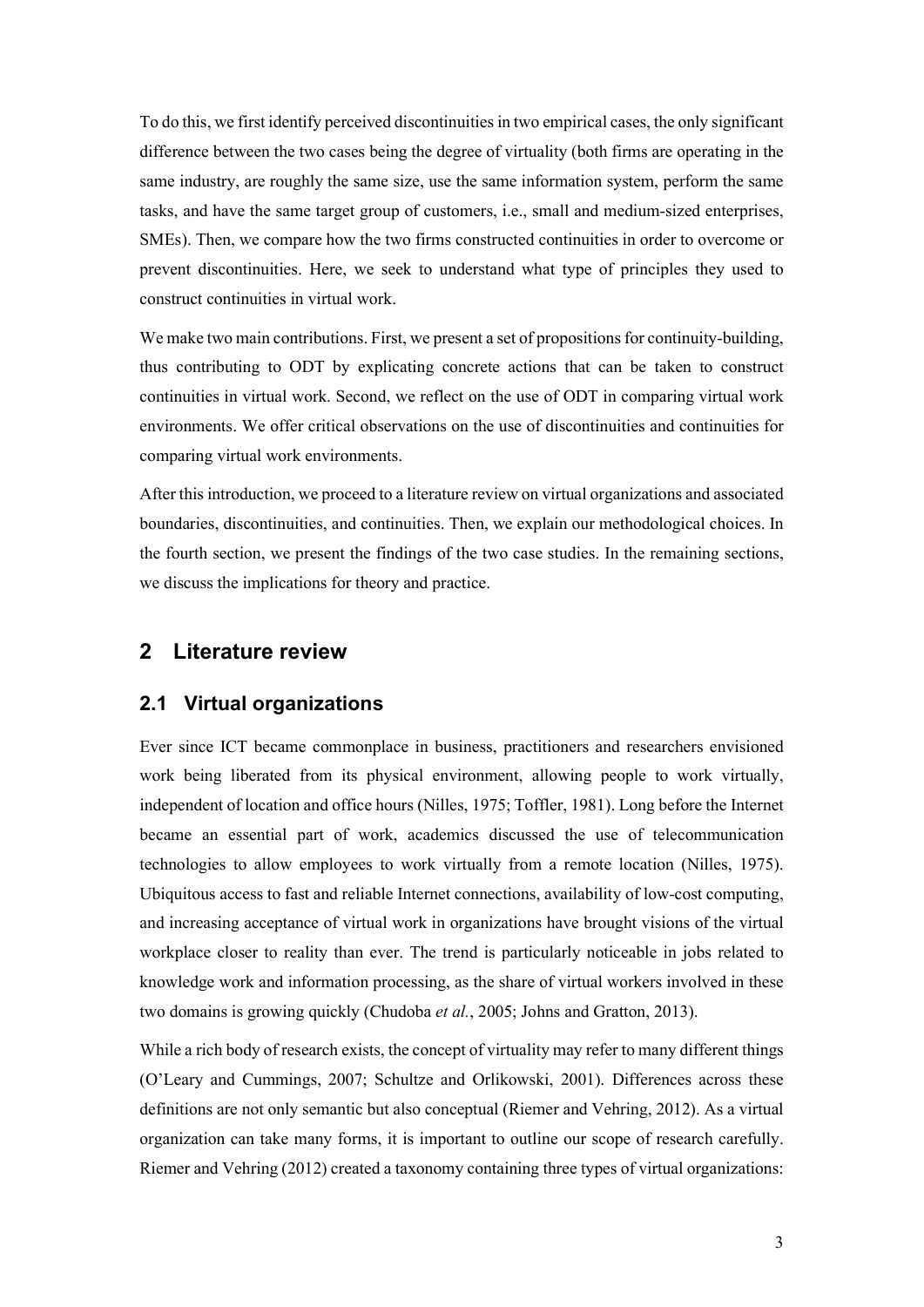To do this, we first identify perceived discontinuities in two empirical cases, the only significant difference between the two cases being the degree of virtuality (both firms are operating in the same industry, are roughly the same size, use the same information system, perform the same tasks, and have the same target group of customers, i.e., small and medium-sized enterprises, SMEs). Then, we compare how the two firms constructed continuities in order to overcome or prevent discontinuities. Here, we seek to understand what type of principles they used to construct continuities in virtual work.

We make two main contributions. First, we present a set of propositions for continuity-building, thus contributing to ODT by explicating concrete actions that can be taken to construct continuities in virtual work. Second, we reflect on the use of ODT in comparing virtual work environments. We offer critical observations on the use of discontinuities and continuities for comparing virtual work environments.

After this introduction, we proceed to a literature review on virtual organizations and associated boundaries, discontinuities, and continuities. Then, we explain our methodological choices. In the fourth section, we present the findings of the two case studies. In the remaining sections, we discuss the implications for theory and practice.

## 2 Literature review

### 2.1 Virtual organizations

Ever since ICT became commonplace in business, practitioners and researchers envisioned work being liberated from its physical environment, allowing people to work virtually, independent of location and office hours (Nilles, 1975; Toffler, 1981). Long before the Internet became an essential part of work, academics discussed the use of telecommunication technologies to allow employees to work virtually from a remote location (Nilles, 1975). Ubiquitous access to fast and reliable Internet connections, availability of low-cost computing, and increasing acceptance of virtual work in organizations have brought visions of the virtual workplace closer to reality than ever. The trend is particularly noticeable in jobs related to knowledge work and information processing, as the share of virtual workers involved in these two domains is growing quickly (Chudoba *et al.*, 2005; Johns and Gratton, 2013).

While a rich body of research exists, the concept of virtuality may refer to many different things (O'Leary and Cummings, 2007; Schultze and Orlikowski, 2001). Differences across these definitions are not only semantic but also conceptual (Riemer and Vehring, 2012). As a virtual organization can take many forms, it is important to outline our scope of research carefully. Riemer and Vehring (2012) created a taxonomy containing three types of virtual organizations: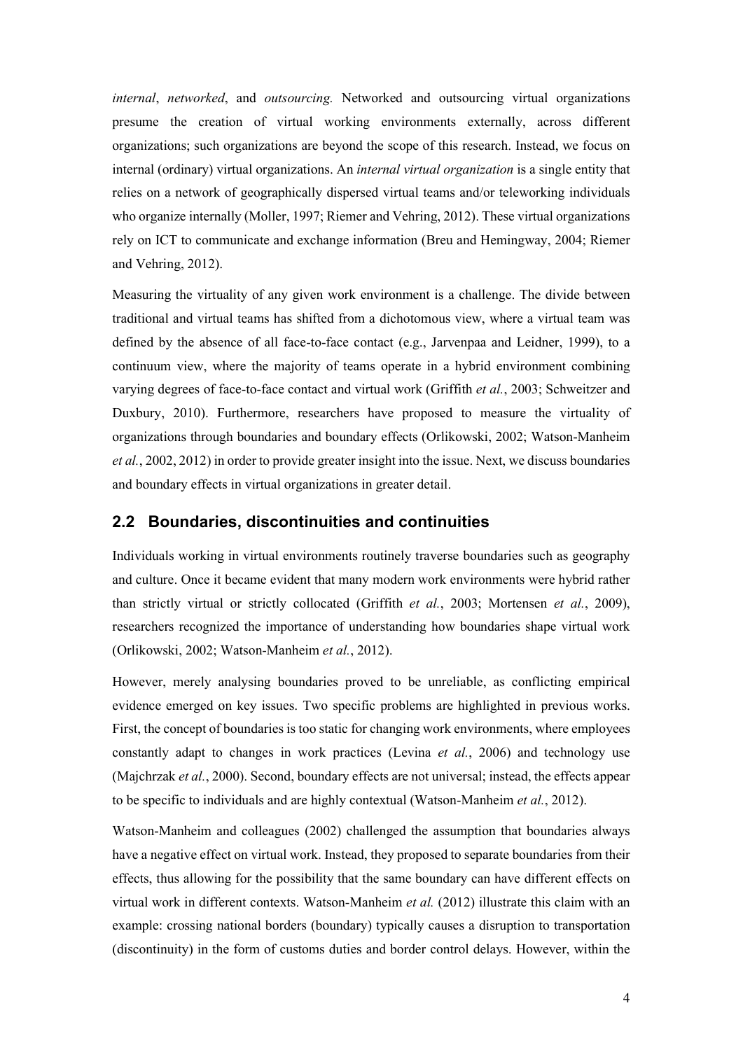*internal*, *networked*, and *outsourcing.* Networked and outsourcing virtual organizations presume the creation of virtual working environments externally, across different organizations; such organizations are beyond the scope of this research. Instead, we focus on internal (ordinary) virtual organizations. An *internal virtual organization* is a single entity that relies on a network of geographically dispersed virtual teams and/or teleworking individuals who organize internally (Moller, 1997; Riemer and Vehring, 2012). These virtual organizations rely on ICT to communicate and exchange information (Breu and Hemingway, 2004; Riemer and Vehring, 2012).

Measuring the virtuality of any given work environment is a challenge. The divide between traditional and virtual teams has shifted from a dichotomous view, where a virtual team was defined by the absence of all face-to-face contact (e.g., Jarvenpaa and Leidner, 1999), to a continuum view, where the majority of teams operate in a hybrid environment combining varying degrees of face-to-face contact and virtual work (Griffith *et al.*, 2003; Schweitzer and Duxbury, 2010). Furthermore, researchers have proposed to measure the virtuality of organizations through boundaries and boundary effects (Orlikowski, 2002; Watson-Manheim *et al.*, 2002, 2012) in order to provide greater insight into the issue. Next, we discuss boundaries and boundary effects in virtual organizations in greater detail.

## 2.2 Boundaries, discontinuities and continuities

Individuals working in virtual environments routinely traverse boundaries such as geography and culture. Once it became evident that many modern work environments were hybrid rather than strictly virtual or strictly collocated (Griffith *et al.*, 2003; Mortensen *et al.*, 2009), researchers recognized the importance of understanding how boundaries shape virtual work (Orlikowski, 2002; Watson-Manheim *et al.*, 2012).

However, merely analysing boundaries proved to be unreliable, as conflicting empirical evidence emerged on key issues. Two specific problems are highlighted in previous works. First, the concept of boundaries is too static for changing work environments, where employees constantly adapt to changes in work practices (Levina *et al.*, 2006) and technology use (Majchrzak *et al.*, 2000). Second, boundary effects are not universal; instead, the effects appear to be specific to individuals and are highly contextual (Watson-Manheim *et al.*, 2012).

Watson-Manheim and colleagues (2002) challenged the assumption that boundaries always have a negative effect on virtual work. Instead, they proposed to separate boundaries from their effects, thus allowing for the possibility that the same boundary can have different effects on virtual work in different contexts. Watson-Manheim *et al.* (2012) illustrate this claim with an example: crossing national borders (boundary) typically causes a disruption to transportation (discontinuity) in the form of customs duties and border control delays. However, within the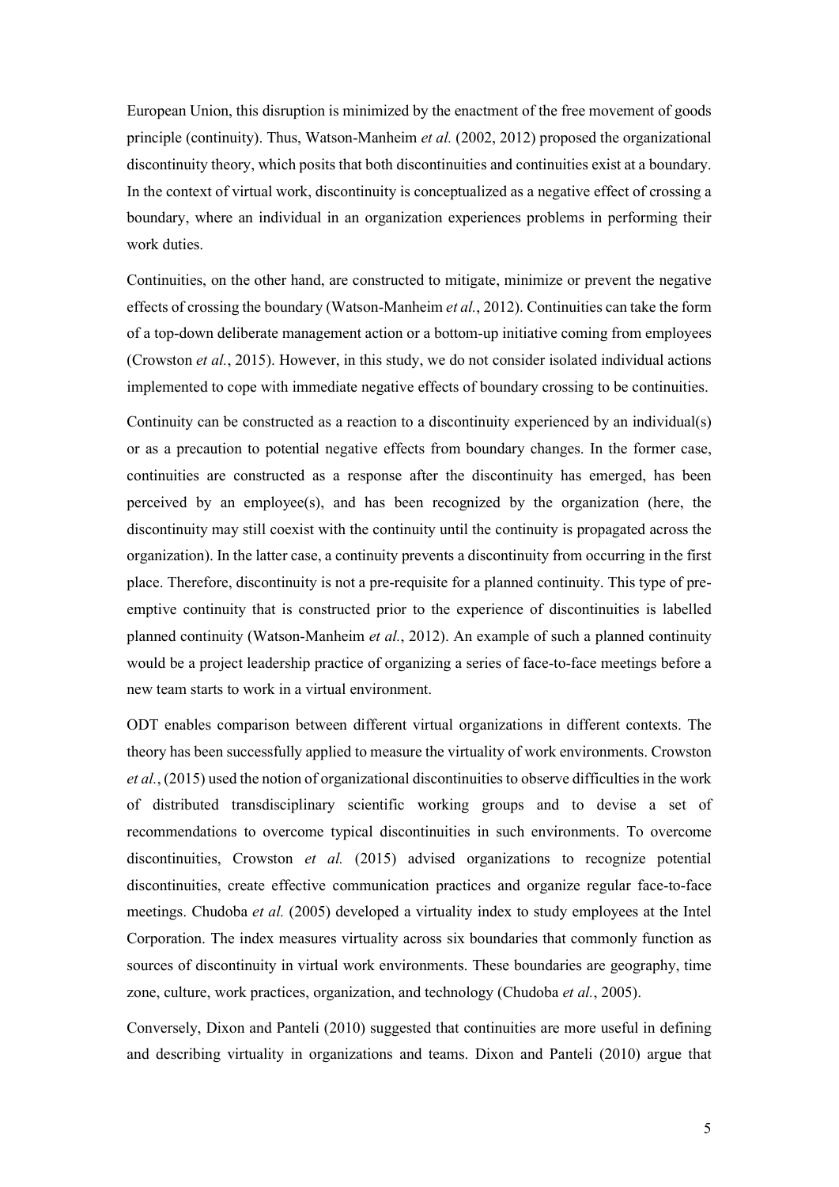European Union, this disruption is minimized by the enactment of the free movement of goods principle (continuity). Thus, Watson-Manheim *et al.* (2002, 2012) proposed the organizational discontinuity theory, which posits that both discontinuities and continuities exist at a boundary. In the context of virtual work, discontinuity is conceptualized as a negative effect of crossing a boundary, where an individual in an organization experiences problems in performing their work duties.

Continuities, on the other hand, are constructed to mitigate, minimize or prevent the negative effects of crossing the boundary (Watson-Manheim *et al.*, 2012). Continuities can take the form of a top-down deliberate management action or a bottom-up initiative coming from employees (Crowston *et al.*, 2015). However, in this study, we do not consider isolated individual actions implemented to cope with immediate negative effects of boundary crossing to be continuities.

Continuity can be constructed as a reaction to a discontinuity experienced by an individual(s) or as a precaution to potential negative effects from boundary changes. In the former case, continuities are constructed as a response after the discontinuity has emerged, has been perceived by an employee(s), and has been recognized by the organization (here, the discontinuity may still coexist with the continuity until the continuity is propagated across the organization). In the latter case, a continuity prevents a discontinuity from occurring in the first place. Therefore, discontinuity is not a pre-requisite for a planned continuity. This type of pre-emptive continuity that is constructed prior to the experience of discontinuities is labelled planned continuity (Watson-Manheim *et al.*, 2012). An example of such a planned continuity would be a project leadership practice of organizing a series of face-to-face meetings before a new team starts to work in a virtual environment.

ODT enables comparison between different virtual organizations in different contexts. The theory has been successfully applied to measure the virtuality of work environments. Crowston *et al.*, (2015) used the notion of organizational discontinuities to observe difficulties in the work of distributed transdisciplinary scientific working groups and to devise a set of recommendations to overcome typical discontinuities in such environments. To overcome discontinuities, Crowston *et al.* (2015) advised organizations to recognize potential discontinuities, create effective communication practices and organize regular face-to-face meetings. Chudoba *et al.* (2005) developed a virtuality index to study employees at the Intel Corporation. The index measures virtuality across six boundaries that commonly function as sources of discontinuity in virtual work environments. These boundaries are geography, time zone, culture, work practices, organization, and technology (Chudoba *et al.*, 2005).

Conversely, Dixon and Panteli (2010) suggested that continuities are more useful in defining and describing virtuality in organizations and teams. Dixon and Panteli (2010) argue that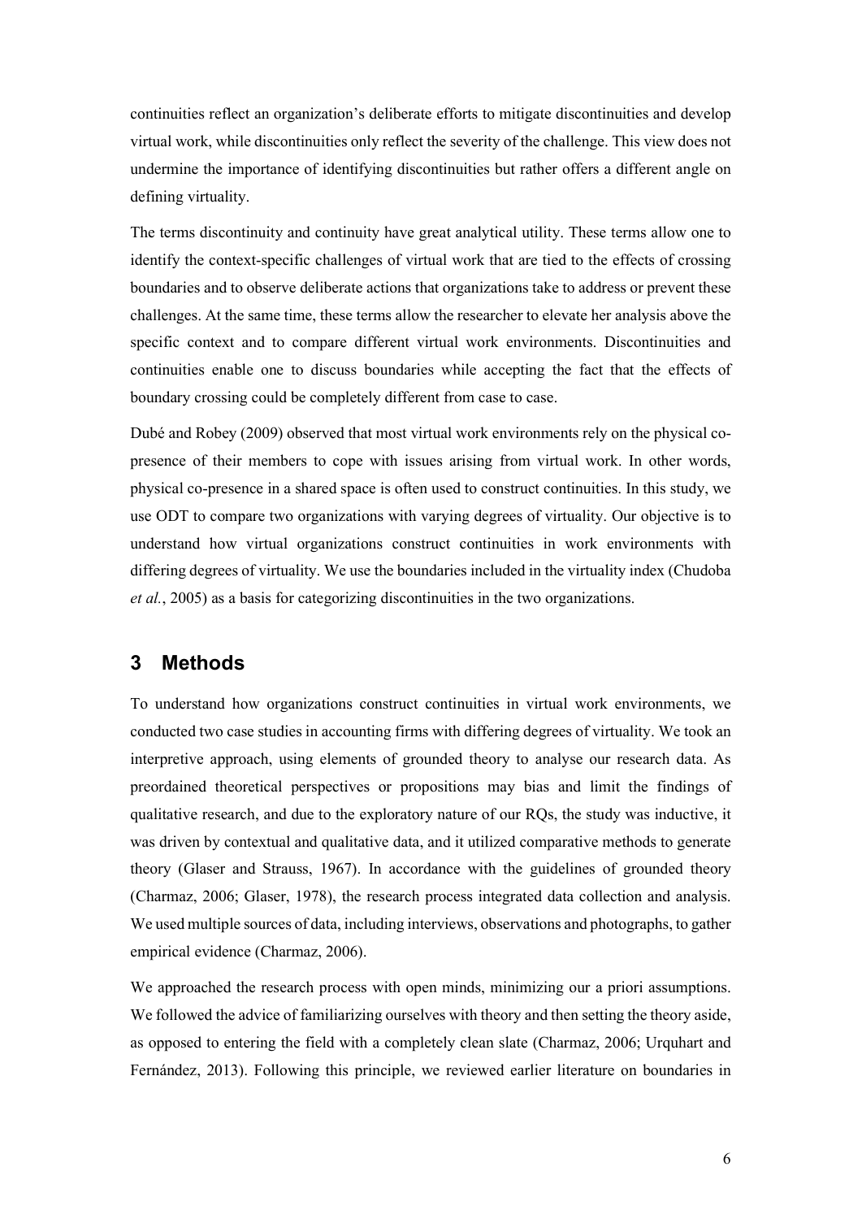continuities reflect an organization's deliberate efforts to mitigate discontinuities and develop virtual work, while discontinuities only reflect the severity of the challenge. This view does not undermine the importance of identifying discontinuities but rather offers a different angle on defining virtuality.

The terms discontinuity and continuity have great analytical utility. These terms allow one to identify the context-specific challenges of virtual work that are tied to the effects of crossing boundaries and to observe deliberate actions that organizations take to address or prevent these challenges. At the same time, these terms allow the researcher to elevate her analysis above the specific context and to compare different virtual work environments. Discontinuities and continuities enable one to discuss boundaries while accepting the fact that the effects of boundary crossing could be completely different from case to case.

Dubé and Robey (2009) observed that most virtual work environments rely on the physical co-presence of their members to cope with issues arising from virtual work. In other words, physical co-presence in a shared space is often used to construct continuities. In this study, we use ODT to compare two organizations with varying degrees of virtuality. Our objective is to understand how virtual organizations construct continuities in work environments with differing degrees of virtuality. We use the boundaries included in the virtuality index (Chudoba *et al.*, 2005) as a basis for categorizing discontinuities in the two organizations.

## 3 Methods

To understand how organizations construct continuities in virtual work environments, we conducted two case studies in accounting firms with differing degrees of virtuality. We took an interpretive approach, using elements of grounded theory to analyse our research data. As preordained theoretical perspectives or propositions may bias and limit the findings of qualitative research, and due to the exploratory nature of our RQs, the study was inductive, it was driven by contextual and qualitative data, and it utilized comparative methods to generate theory (Glaser and Strauss, 1967). In accordance with the guidelines of grounded theory (Charmaz, 2006; Glaser, 1978), the research process integrated data collection and analysis. We used multiple sources of data, including interviews, observations and photographs, to gather empirical evidence (Charmaz, 2006).

We approached the research process with open minds, minimizing our a priori assumptions. We followed the advice of familiarizing ourselves with theory and then setting the theory aside, as opposed to entering the field with a completely clean slate (Charmaz, 2006; Urquhart and Fernández, 2013). Following this principle, we reviewed earlier literature on boundaries in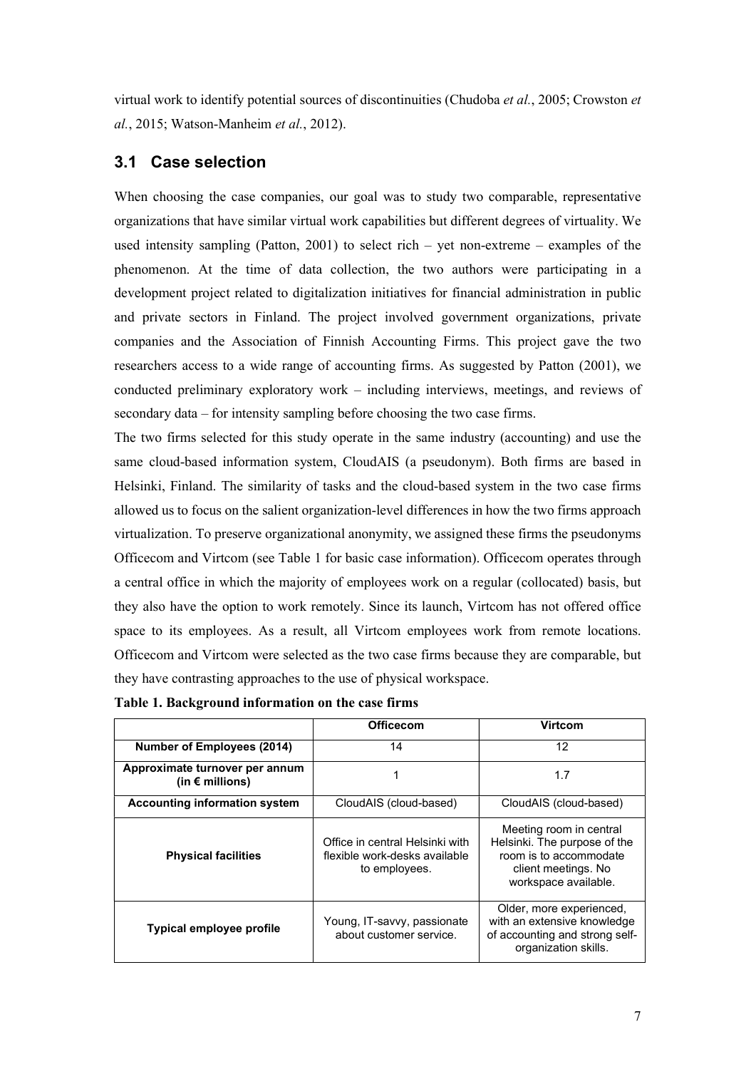virtual work to identify potential sources of discontinuities (Chudoba *et al.*, 2005; Crowston *et al.*, 2015; Watson-Manheim *et al.*, 2012).

## 3.1 Case selection

When choosing the case companies, our goal was to study two comparable, representative organizations that have similar virtual work capabilities but different degrees of virtuality. We used intensity sampling (Patton, 2001) to select rich – yet non-extreme – examples of the phenomenon. At the time of data collection, the two authors were participating in a development project related to digitalization initiatives for financial administration in public and private sectors in Finland. The project involved government organizations, private companies and the Association of Finnish Accounting Firms. This project gave the two researchers access to a wide range of accounting firms. As suggested by Patton (2001), we conducted preliminary exploratory work – including interviews, meetings, and reviews of secondary data – for intensity sampling before choosing the two case firms.

The two firms selected for this study operate in the same industry (accounting) and use the same cloud-based information system, CloudAIS (a pseudonym). Both firms are based in Helsinki, Finland. The similarity of tasks and the cloud-based system in the two case firms allowed us to focus on the salient organization-level differences in how the two firms approach virtualization. To preserve organizational anonymity, we assigned these firms the pseudonyms Officecom and Virtcom (see Table 1 for basic case information). Officecom operates through a central office in which the majority of employees work on a regular (collocated) basis, but they also have the option to work remotely. Since its launch, Virtcom has not offered office space to its employees. As a result, all Virtcom employees work from remote locations. Officecom and Virtcom were selected as the two case firms because they are comparable, but they have contrasting approaches to the use of physical workspace.

**Table 1. Background information on the case firms**

| | Officecom | Virtcom |
|---|---|---|
| **Number of Employees (2014)** | 14 | 12 |
| **Approximate turnover per annum (in € millions)** | 1 | 1.7 |
| **Accounting information system** | CloudAIS (cloud-based) | CloudAIS (cloud-based) |
| **Physical facilities** | Office in central Helsinki with flexible work-desks available to employees. | Meeting room in central Helsinki. The purpose of the room is to accommodate client meetings. No workspace available. |
| **Typical employee profile** | Young, IT-savvy, passionate about customer service. | Older, more experienced, with an extensive knowledge of accounting and strong self-organization skills. |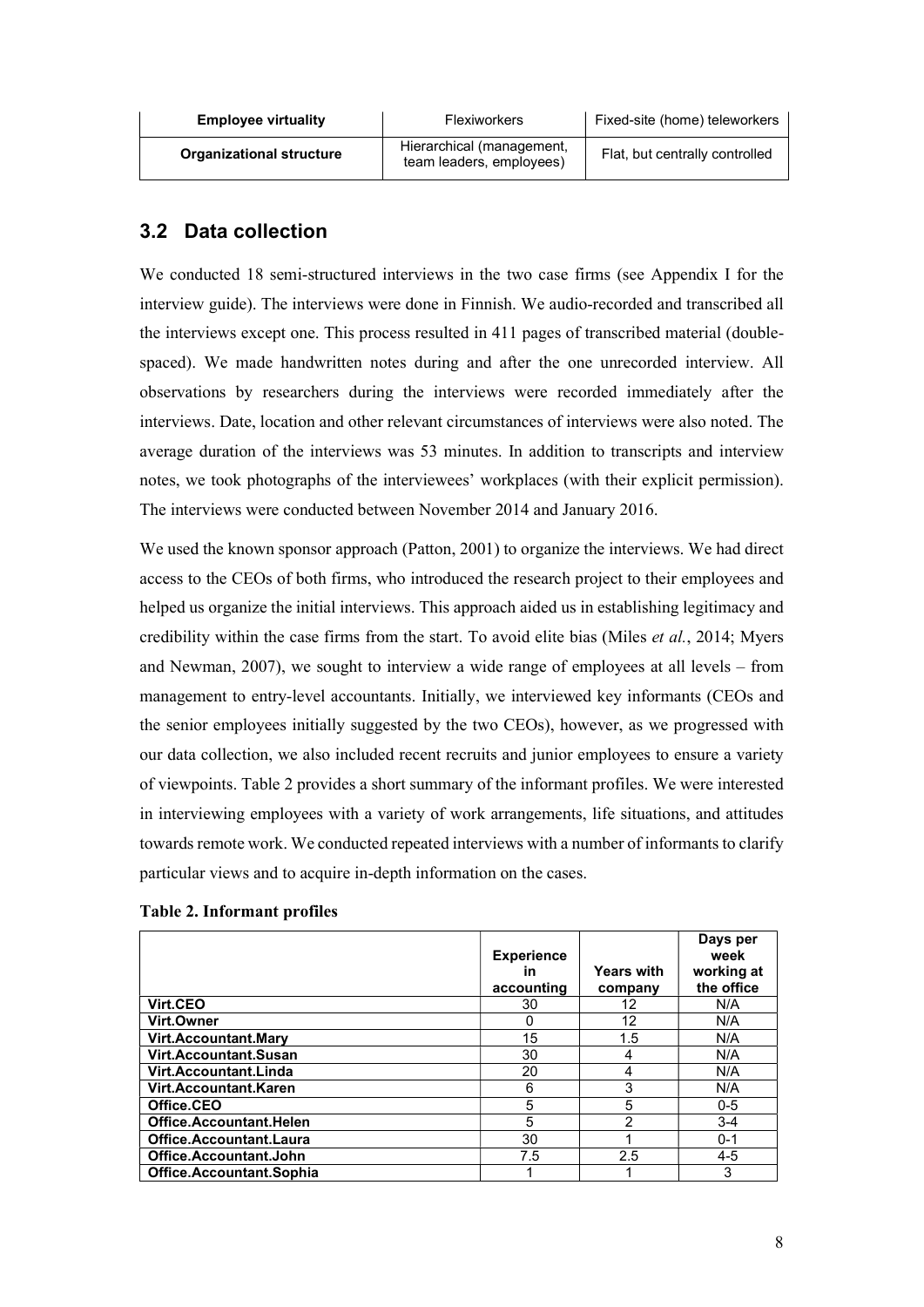| Employee virtuality | Flexiworkers | Fixed-site (home) teleworkers |
|---|---|---|
| **Organizational structure** | Hierarchical (management, team leaders, employees) | Flat, but centrally controlled |

## 3.2 Data collection

We conducted 18 semi-structured interviews in the two case firms (see Appendix I for the interview guide). The interviews were done in Finnish. We audio-recorded and transcribed all the interviews except one. This process resulted in 411 pages of transcribed material (double-spaced). We made handwritten notes during and after the one unrecorded interview. All observations by researchers during the interviews were recorded immediately after the interviews. Date, location and other relevant circumstances of interviews were also noted. The average duration of the interviews was 53 minutes. In addition to transcripts and interview notes, we took photographs of the interviewees' workplaces (with their explicit permission). The interviews were conducted between November 2014 and January 2016.

We used the known sponsor approach (Patton, 2001) to organize the interviews. We had direct access to the CEOs of both firms, who introduced the research project to their employees and helped us organize the initial interviews. This approach aided us in establishing legitimacy and credibility within the case firms from the start. To avoid elite bias (Miles *et al.*, 2014; Myers and Newman, 2007), we sought to interview a wide range of employees at all levels – from management to entry-level accountants. Initially, we interviewed key informants (CEOs and the senior employees initially suggested by the two CEOs), however, as we progressed with our data collection, we also included recent recruits and junior employees to ensure a variety of viewpoints. Table 2 provides a short summary of the informant profiles. We were interested in interviewing employees with a variety of work arrangements, life situations, and attitudes towards remote work. We conducted repeated interviews with a number of informants to clarify particular views and to acquire in-depth information on the cases.

**Table 2. Informant profiles**

| | Experience in accounting | Years with company | Days per week working at the office |
|---|---|---|---|
| **Virt.CEO** | 30 | 12 | N/A |
| **Virt.Owner** | 0 | 12 | N/A |
| **Virt.Accountant.Mary** | 15 | 1.5 | N/A |
| **Virt.Accountant.Susan** | 30 | 4 | N/A |
| **Virt.Accountant.Linda** | 20 | 4 | N/A |
| **Virt.Accountant.Karen** | 6 | 3 | N/A |
| **Office.CEO** | 5 | 5 | 0-5 |
| **Office.Accountant.Helen** | 5 | 2 | 3-4 |
| **Office.Accountant.Laura** | 30 | 1 | 0-1 |
| **Office.Accountant.John** | 7.5 | 2.5 | 4-5 |
| **Office.Accountant.Sophia** | 1 | 1 | 3 |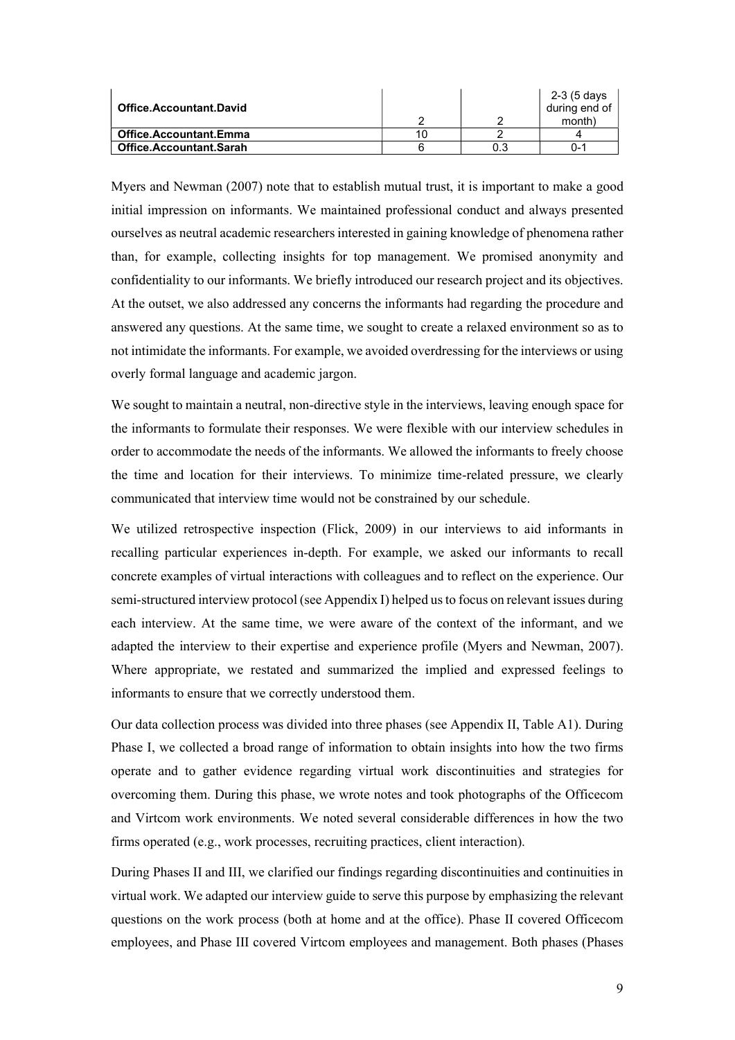| | | | |
|---|---|---|---|
| **Office.Accountant.David** | 2 | 2 | 2-3 (5 days during end of month) |
| **Office.Accountant.Emma** | 10 | 2 | 4 |
| **Office.Accountant.Sarah** | 6 | 0.3 | 0-1 |

Myers and Newman (2007) note that to establish mutual trust, it is important to make a good initial impression on informants. We maintained professional conduct and always presented ourselves as neutral academic researchers interested in gaining knowledge of phenomena rather than, for example, collecting insights for top management. We promised anonymity and confidentiality to our informants. We briefly introduced our research project and its objectives. At the outset, we also addressed any concerns the informants had regarding the procedure and answered any questions. At the same time, we sought to create a relaxed environment so as to not intimidate the informants. For example, we avoided overdressing for the interviews or using overly formal language and academic jargon.

We sought to maintain a neutral, non-directive style in the interviews, leaving enough space for the informants to formulate their responses. We were flexible with our interview schedules in order to accommodate the needs of the informants. We allowed the informants to freely choose the time and location for their interviews. To minimize time-related pressure, we clearly communicated that interview time would not be constrained by our schedule.

We utilized retrospective inspection (Flick, 2009) in our interviews to aid informants in recalling particular experiences in-depth. For example, we asked our informants to recall concrete examples of virtual interactions with colleagues and to reflect on the experience. Our semi-structured interview protocol (see Appendix I) helped us to focus on relevant issues during each interview. At the same time, we were aware of the context of the informant, and we adapted the interview to their expertise and experience profile (Myers and Newman, 2007). Where appropriate, we restated and summarized the implied and expressed feelings to informants to ensure that we correctly understood them.

Our data collection process was divided into three phases (see Appendix II, Table A1). During Phase I, we collected a broad range of information to obtain insights into how the two firms operate and to gather evidence regarding virtual work discontinuities and strategies for overcoming them. During this phase, we wrote notes and took photographs of the Officecom and Virtcom work environments. We noted several considerable differences in how the two firms operated (e.g., work processes, recruiting practices, client interaction).

During Phases II and III, we clarified our findings regarding discontinuities and continuities in virtual work. We adapted our interview guide to serve this purpose by emphasizing the relevant questions on the work process (both at home and at the office). Phase II covered Officecom employees, and Phase III covered Virtcom employees and management. Both phases (Phases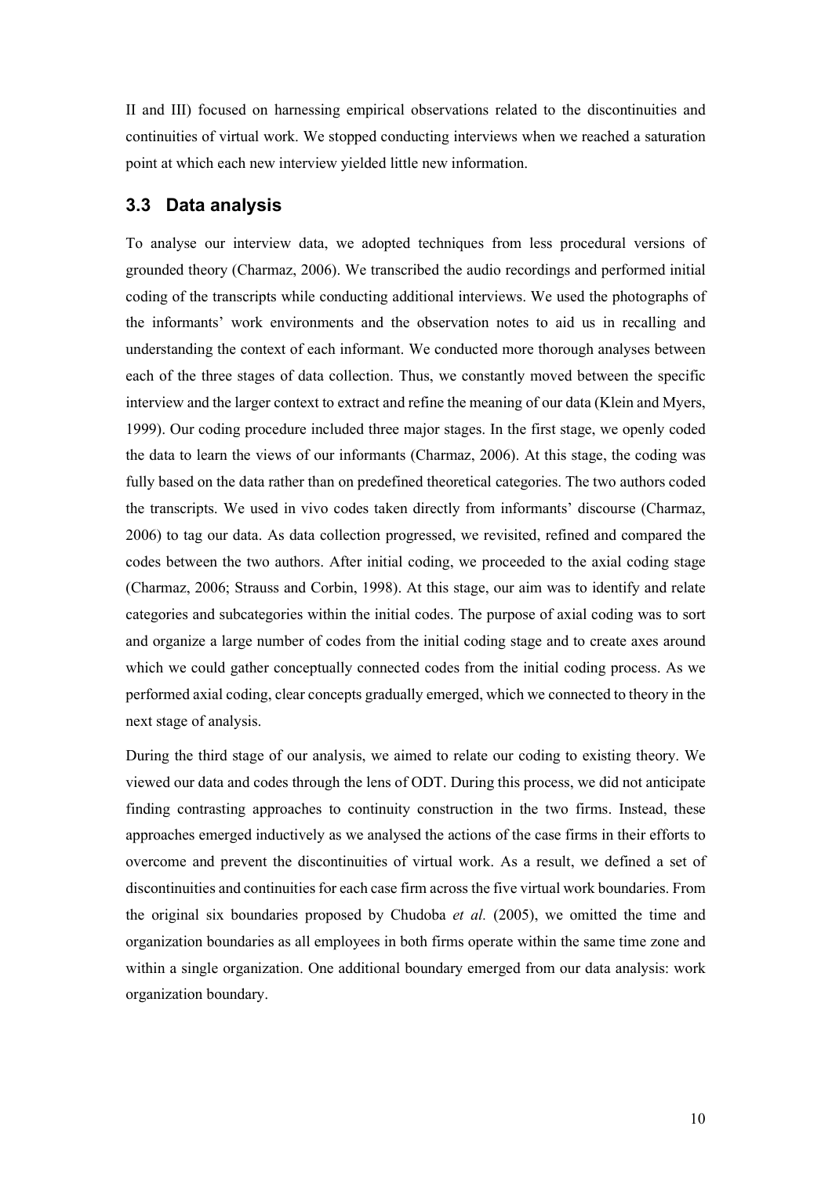II and III) focused on harnessing empirical observations related to the discontinuities and continuities of virtual work. We stopped conducting interviews when we reached a saturation point at which each new interview yielded little new information.

### 3.3 Data analysis

To analyse our interview data, we adopted techniques from less procedural versions of grounded theory (Charmaz, 2006). We transcribed the audio recordings and performed initial coding of the transcripts while conducting additional interviews. We used the photographs of the informants' work environments and the observation notes to aid us in recalling and understanding the context of each informant. We conducted more thorough analyses between each of the three stages of data collection. Thus, we constantly moved between the specific interview and the larger context to extract and refine the meaning of our data (Klein and Myers, 1999). Our coding procedure included three major stages. In the first stage, we openly coded the data to learn the views of our informants (Charmaz, 2006). At this stage, the coding was fully based on the data rather than on predefined theoretical categories. The two authors coded the transcripts. We used in vivo codes taken directly from informants' discourse (Charmaz, 2006) to tag our data. As data collection progressed, we revisited, refined and compared the codes between the two authors. After initial coding, we proceeded to the axial coding stage (Charmaz, 2006; Strauss and Corbin, 1998). At this stage, our aim was to identify and relate categories and subcategories within the initial codes. The purpose of axial coding was to sort and organize a large number of codes from the initial coding stage and to create axes around which we could gather conceptually connected codes from the initial coding process. As we performed axial coding, clear concepts gradually emerged, which we connected to theory in the next stage of analysis.

During the third stage of our analysis, we aimed to relate our coding to existing theory. We viewed our data and codes through the lens of ODT. During this process, we did not anticipate finding contrasting approaches to continuity construction in the two firms. Instead, these approaches emerged inductively as we analysed the actions of the case firms in their efforts to overcome and prevent the discontinuities of virtual work. As a result, we defined a set of discontinuities and continuities for each case firm across the five virtual work boundaries. From the original six boundaries proposed by Chudoba *et al.* (2005), we omitted the time and organization boundaries as all employees in both firms operate within the same time zone and within a single organization. One additional boundary emerged from our data analysis: work organization boundary.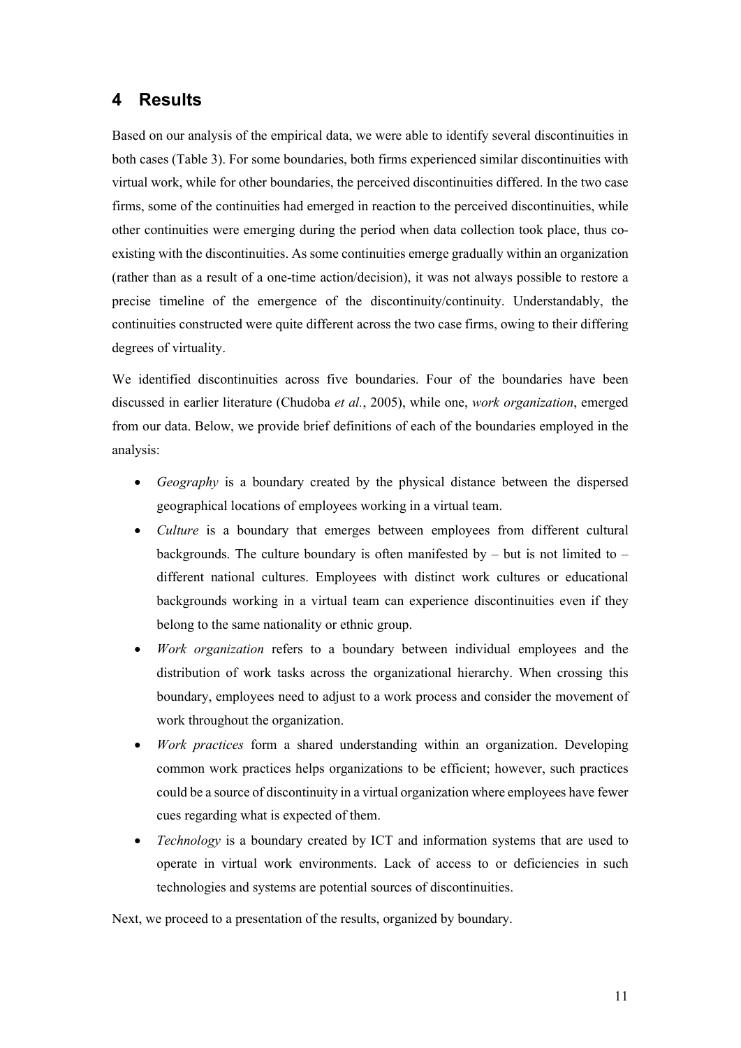## 4 Results

Based on our analysis of the empirical data, we were able to identify several discontinuities in both cases (Table 3). For some boundaries, both firms experienced similar discontinuities with virtual work, while for other boundaries, the perceived discontinuities differed. In the two case firms, some of the continuities had emerged in reaction to the perceived discontinuities, while other continuities were emerging during the period when data collection took place, thus co-existing with the discontinuities. As some continuities emerge gradually within an organization (rather than as a result of a one-time action/decision), it was not always possible to restore a precise timeline of the emergence of the discontinuity/continuity. Understandably, the continuities constructed were quite different across the two case firms, owing to their differing degrees of virtuality.

We identified discontinuities across five boundaries. Four of the boundaries have been discussed in earlier literature (Chudoba *et al.*, 2005), while one, *work organization*, emerged from our data. Below, we provide brief definitions of each of the boundaries employed in the analysis:

- *Geography* is a boundary created by the physical distance between the dispersed geographical locations of employees working in a virtual team.
- *Culture* is a boundary that emerges between employees from different cultural backgrounds. The culture boundary is often manifested by – but is not limited to – different national cultures. Employees with distinct work cultures or educational backgrounds working in a virtual team can experience discontinuities even if they belong to the same nationality or ethnic group.
- *Work organization* refers to a boundary between individual employees and the distribution of work tasks across the organizational hierarchy. When crossing this boundary, employees need to adjust to a work process and consider the movement of work throughout the organization.
- *Work practices* form a shared understanding within an organization. Developing common work practices helps organizations to be efficient; however, such practices could be a source of discontinuity in a virtual organization where employees have fewer cues regarding what is expected of them.
- *Technology* is a boundary created by ICT and information systems that are used to operate in virtual work environments. Lack of access to or deficiencies in such technologies and systems are potential sources of discontinuities.

Next, we proceed to a presentation of the results, organized by boundary.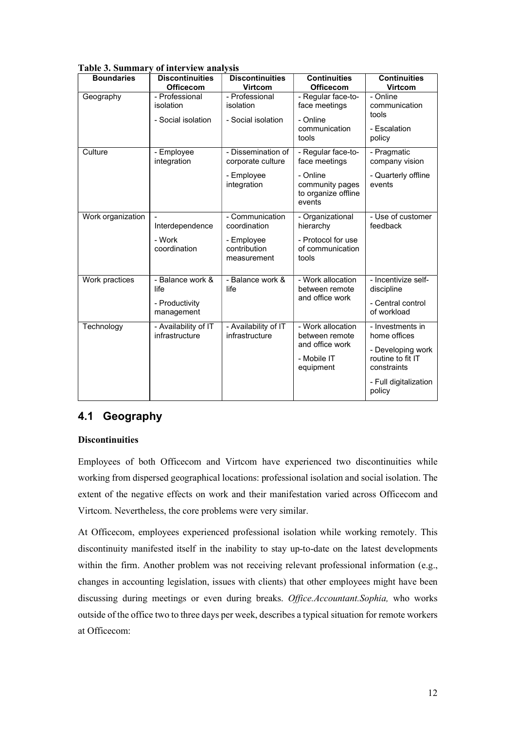**Table 3. Summary of interview analysis**

| Boundaries | Discontinuities Officecom | Discontinuities Virtcom | Continuities Officecom | Continuities Virtcom |
|---|---|---|---|---|
| Geography | - Professional isolation<br>- Social isolation | - Professional isolation<br>- Social isolation | - Regular face-to-face meetings<br>- Online communication tools | - Online communication tools<br>- Escalation policy |
| Culture | - Employee integration | - Dissemination of corporate culture<br>- Employee integration | - Regular face-to-face meetings<br>- Online community pages to organize offline events | - Pragmatic company vision<br>- Quarterly offline events |
| Work organization | - Interdependence<br>- Work coordination | - Communication coordination<br>- Employee contribution measurement | - Organizational hierarchy<br>- Protocol for use of communication tools | - Use of customer feedback |
| Work practices | - Balance work & life<br>- Productivity management | - Balance work & life | - Work allocation between remote and office work | - Incentivize self-discipline<br>- Central control of workload |
| Technology | - Availability of IT infrastructure | - Availability of IT infrastructure | - Work allocation between remote and office work<br>- Mobile IT equipment | - Investments in home offices<br>- Developing work routine to fit IT constraints<br>- Full digitalization policy |

## 4.1 Geography

**Discontinuities**

Employees of both Officecom and Virtcom have experienced two discontinuities while working from dispersed geographical locations: professional isolation and social isolation. The extent of the negative effects on work and their manifestation varied across Officecom and Virtcom. Nevertheless, the core problems were very similar.

At Officecom, employees experienced professional isolation while working remotely. This discontinuity manifested itself in the inability to stay up-to-date on the latest developments within the firm. Another problem was not receiving relevant professional information (e.g., changes in accounting legislation, issues with clients) that other employees might have been discussing during meetings or even during breaks. *Office.Accountant.Sophia,* who works outside of the office two to three days per week, describes a typical situation for remote workers at Officecom: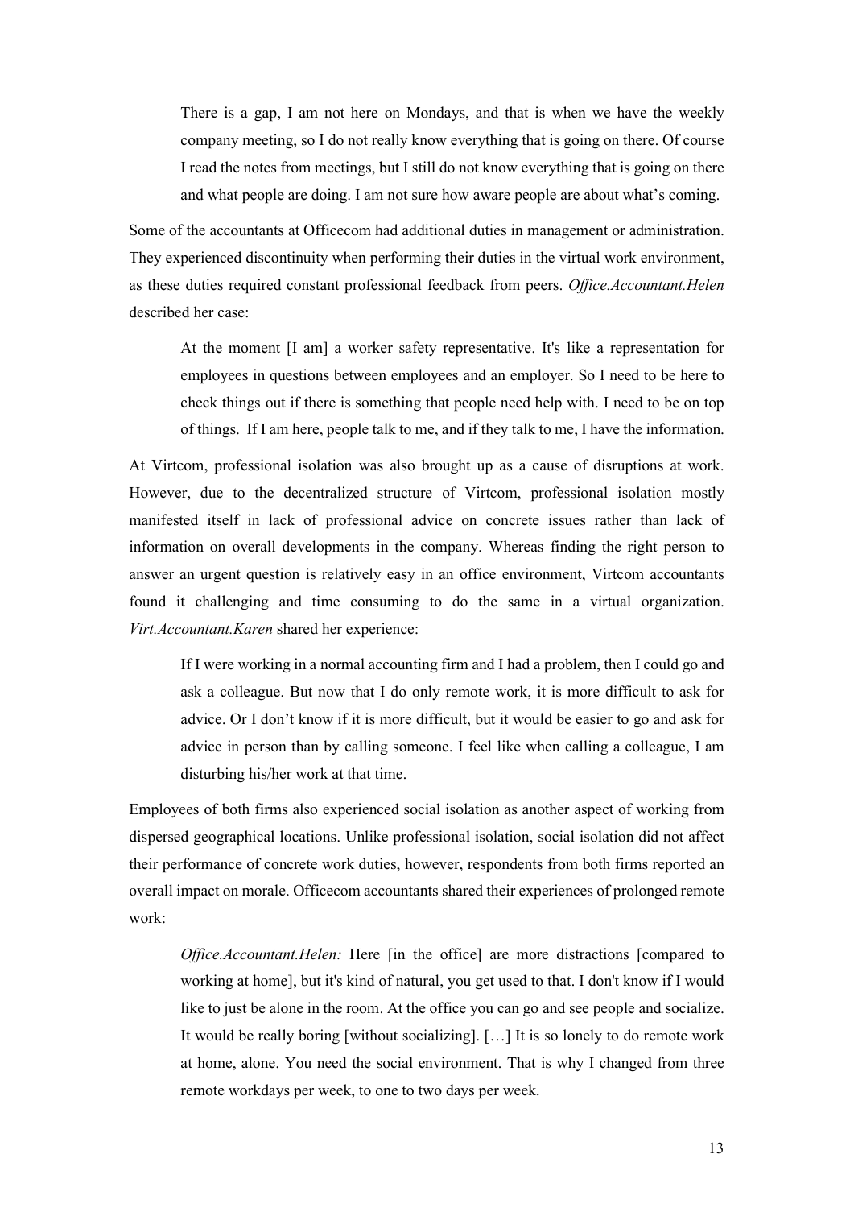> There is a gap, I am not here on Mondays, and that is when we have the weekly company meeting, so I do not really know everything that is going on there. Of course I read the notes from meetings, but I still do not know everything that is going on there and what people are doing. I am not sure how aware people are about what's coming.

Some of the accountants at Officecom had additional duties in management or administration. They experienced discontinuity when performing their duties in the virtual work environment, as these duties required constant professional feedback from peers. *Office.Accountant.Helen* described her case:

> At the moment [I am] a worker safety representative. It's like a representation for employees in questions between employees and an employer. So I need to be here to check things out if there is something that people need help with. I need to be on top of things. If I am here, people talk to me, and if they talk to me, I have the information.

At Virtcom, professional isolation was also brought up as a cause of disruptions at work. However, due to the decentralized structure of Virtcom, professional isolation mostly manifested itself in lack of professional advice on concrete issues rather than lack of information on overall developments in the company. Whereas finding the right person to answer an urgent question is relatively easy in an office environment, Virtcom accountants found it challenging and time consuming to do the same in a virtual organization. *Virt.Accountant.Karen* shared her experience:

> If I were working in a normal accounting firm and I had a problem, then I could go and ask a colleague. But now that I do only remote work, it is more difficult to ask for advice. Or I don't know if it is more difficult, but it would be easier to go and ask for advice in person than by calling someone. I feel like when calling a colleague, I am disturbing his/her work at that time.

Employees of both firms also experienced social isolation as another aspect of working from dispersed geographical locations. Unlike professional isolation, social isolation did not affect their performance of concrete work duties, however, respondents from both firms reported an overall impact on morale. Officecom accountants shared their experiences of prolonged remote work:

> *Office.Accountant.Helen:* Here [in the office] are more distractions [compared to working at home], but it's kind of natural, you get used to that. I don't know if I would like to just be alone in the room. At the office you can go and see people and socialize. It would be really boring [without socializing]. [...] It is so lonely to do remote work at home, alone. You need the social environment. That is why I changed from three remote workdays per week, to one to two days per week.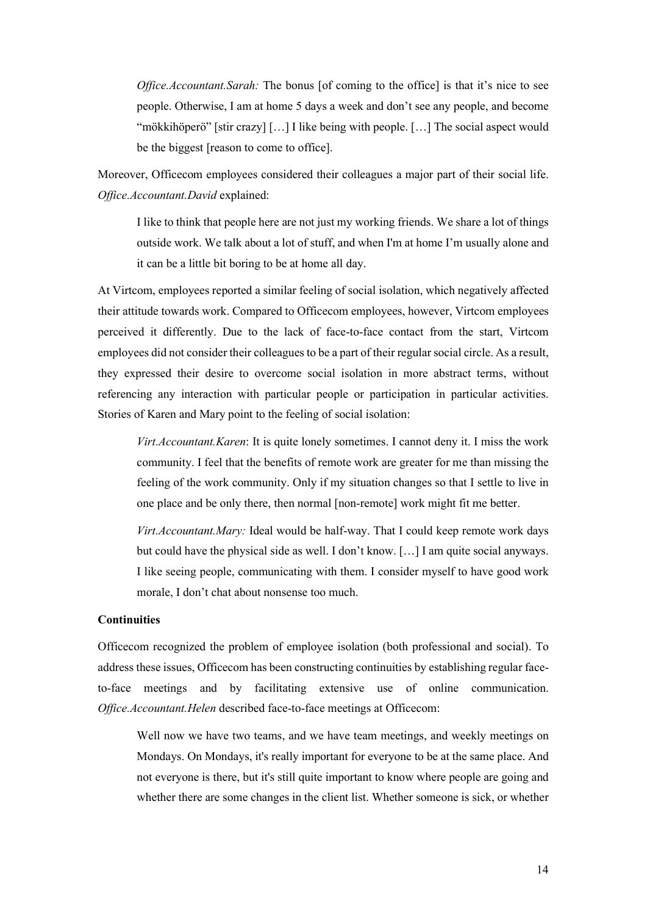> *Office.Accountant.Sarah:* The bonus [of coming to the office] is that it's nice to see people. Otherwise, I am at home 5 days a week and don't see any people, and become "mökkihöperö" [stir crazy] […] I like being with people. […] The social aspect would be the biggest [reason to come to office].

Moreover, Officecom employees considered their colleagues a major part of their social life. *Office.Accountant.David* explained:

> I like to think that people here are not just my working friends. We share a lot of things outside work. We talk about a lot of stuff, and when I'm at home I'm usually alone and it can be a little bit boring to be at home all day.

At Virtcom, employees reported a similar feeling of social isolation, which negatively affected their attitude towards work. Compared to Officecom employees, however, Virtcom employees perceived it differently. Due to the lack of face-to-face contact from the start, Virtcom employees did not consider their colleagues to be a part of their regular social circle. As a result, they expressed their desire to overcome social isolation in more abstract terms, without referencing any interaction with particular people or participation in particular activities. Stories of Karen and Mary point to the feeling of social isolation:

> *Virt.Accountant.Karen*: It is quite lonely sometimes. I cannot deny it. I miss the work community. I feel that the benefits of remote work are greater for me than missing the feeling of the work community. Only if my situation changes so that I settle to live in one place and be only there, then normal [non-remote] work might fit me better.
>
> *Virt.Accountant.Mary:* Ideal would be half-way. That I could keep remote work days but could have the physical side as well. I don't know. […] I am quite social anyways. I like seeing people, communicating with them. I consider myself to have good work morale, I don't chat about nonsense too much.

**Continuities**

Officecom recognized the problem of employee isolation (both professional and social). To address these issues, Officecom has been constructing continuities by establishing regular face-to-face meetings and by facilitating extensive use of online communication. *Office.Accountant.Helen* described face-to-face meetings at Officecom:

> Well now we have two teams, and we have team meetings, and weekly meetings on Mondays. On Mondays, it's really important for everyone to be at the same place. And not everyone is there, but it's still quite important to know where people are going and whether there are some changes in the client list. Whether someone is sick, or whether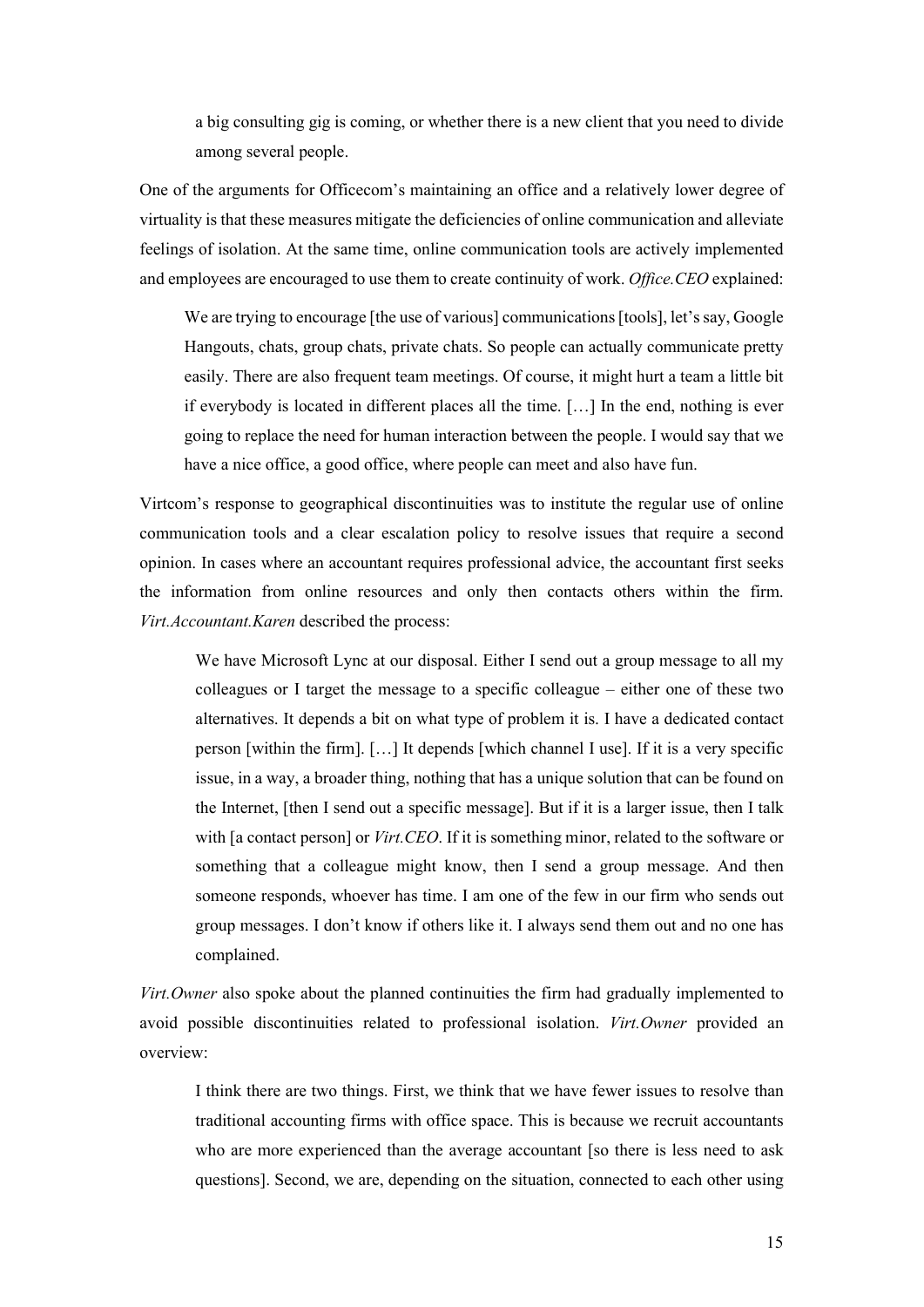a big consulting gig is coming, or whether there is a new client that you need to divide among several people.

One of the arguments for Officecom's maintaining an office and a relatively lower degree of virtuality is that these measures mitigate the deficiencies of online communication and alleviate feelings of isolation. At the same time, online communication tools are actively implemented and employees are encouraged to use them to create continuity of work. *Office.CEO* explained:

> We are trying to encourage [the use of various] communications [tools], let's say, Google Hangouts, chats, group chats, private chats. So people can actually communicate pretty easily. There are also frequent team meetings. Of course, it might hurt a team a little bit if everybody is located in different places all the time. […] In the end, nothing is ever going to replace the need for human interaction between the people. I would say that we have a nice office, a good office, where people can meet and also have fun.

Virtcom's response to geographical discontinuities was to institute the regular use of online communication tools and a clear escalation policy to resolve issues that require a second opinion. In cases where an accountant requires professional advice, the accountant first seeks the information from online resources and only then contacts others within the firm. *Virt.Accountant.Karen* described the process:

> We have Microsoft Lync at our disposal. Either I send out a group message to all my colleagues or I target the message to a specific colleague – either one of these two alternatives. It depends a bit on what type of problem it is. I have a dedicated contact person [within the firm]. […] It depends [which channel I use]. If it is a very specific issue, in a way, a broader thing, nothing that has a unique solution that can be found on the Internet, [then I send out a specific message]. But if it is a larger issue, then I talk with [a contact person] or *Virt.CEO*. If it is something minor, related to the software or something that a colleague might know, then I send a group message. And then someone responds, whoever has time. I am one of the few in our firm who sends out group messages. I don't know if others like it. I always send them out and no one has complained.

*Virt.Owner* also spoke about the planned continuities the firm had gradually implemented to avoid possible discontinuities related to professional isolation. *Virt.Owner* provided an overview:

> I think there are two things. First, we think that we have fewer issues to resolve than traditional accounting firms with office space. This is because we recruit accountants who are more experienced than the average accountant [so there is less need to ask questions]. Second, we are, depending on the situation, connected to each other using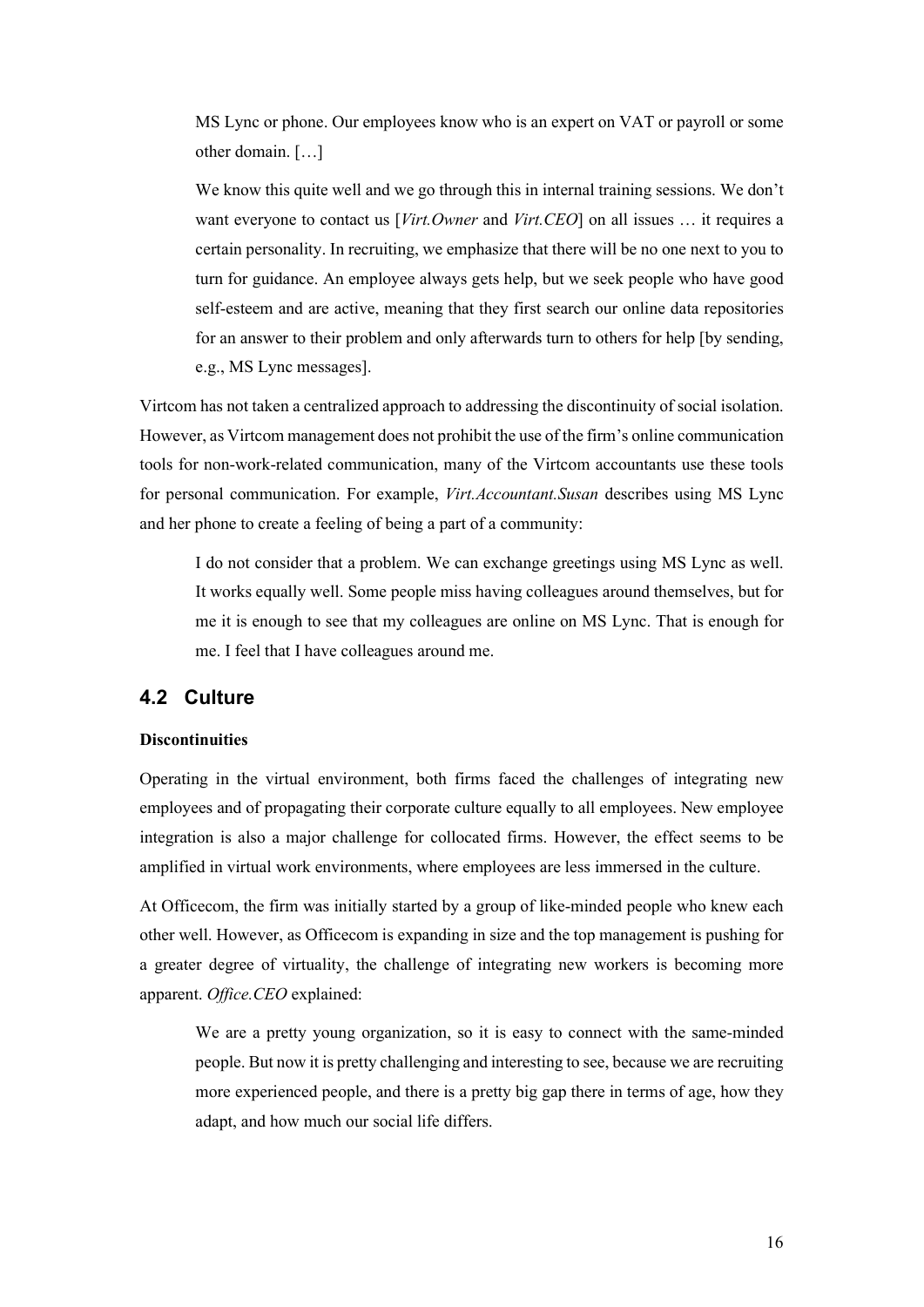> MS Lync or phone. Our employees know who is an expert on VAT or payroll or some other domain. […]
>
> We know this quite well and we go through this in internal training sessions. We don't want everyone to contact us [*Virt.Owner* and *Virt.CEO*] on all issues … it requires a certain personality. In recruiting, we emphasize that there will be no one next to you to turn for guidance. An employee always gets help, but we seek people who have good self-esteem and are active, meaning that they first search our online data repositories for an answer to their problem and only afterwards turn to others for help [by sending, e.g., MS Lync messages].

Virtcom has not taken a centralized approach to addressing the discontinuity of social isolation. However, as Virtcom management does not prohibit the use of the firm's online communication tools for non-work-related communication, many of the Virtcom accountants use these tools for personal communication. For example, *Virt.Accountant.Susan* describes using MS Lync and her phone to create a feeling of being a part of a community:

> I do not consider that a problem. We can exchange greetings using MS Lync as well. It works equally well. Some people miss having colleagues around themselves, but for me it is enough to see that my colleagues are online on MS Lync. That is enough for me. I feel that I have colleagues around me.

## 4.2 Culture

**Discontinuities**

Operating in the virtual environment, both firms faced the challenges of integrating new employees and of propagating their corporate culture equally to all employees. New employee integration is also a major challenge for collocated firms. However, the effect seems to be amplified in virtual work environments, where employees are less immersed in the culture.

At Officecom, the firm was initially started by a group of like-minded people who knew each other well. However, as Officecom is expanding in size and the top management is pushing for a greater degree of virtuality, the challenge of integrating new workers is becoming more apparent. *Office.CEO* explained:

> We are a pretty young organization, so it is easy to connect with the same-minded people. But now it is pretty challenging and interesting to see, because we are recruiting more experienced people, and there is a pretty big gap there in terms of age, how they adapt, and how much our social life differs.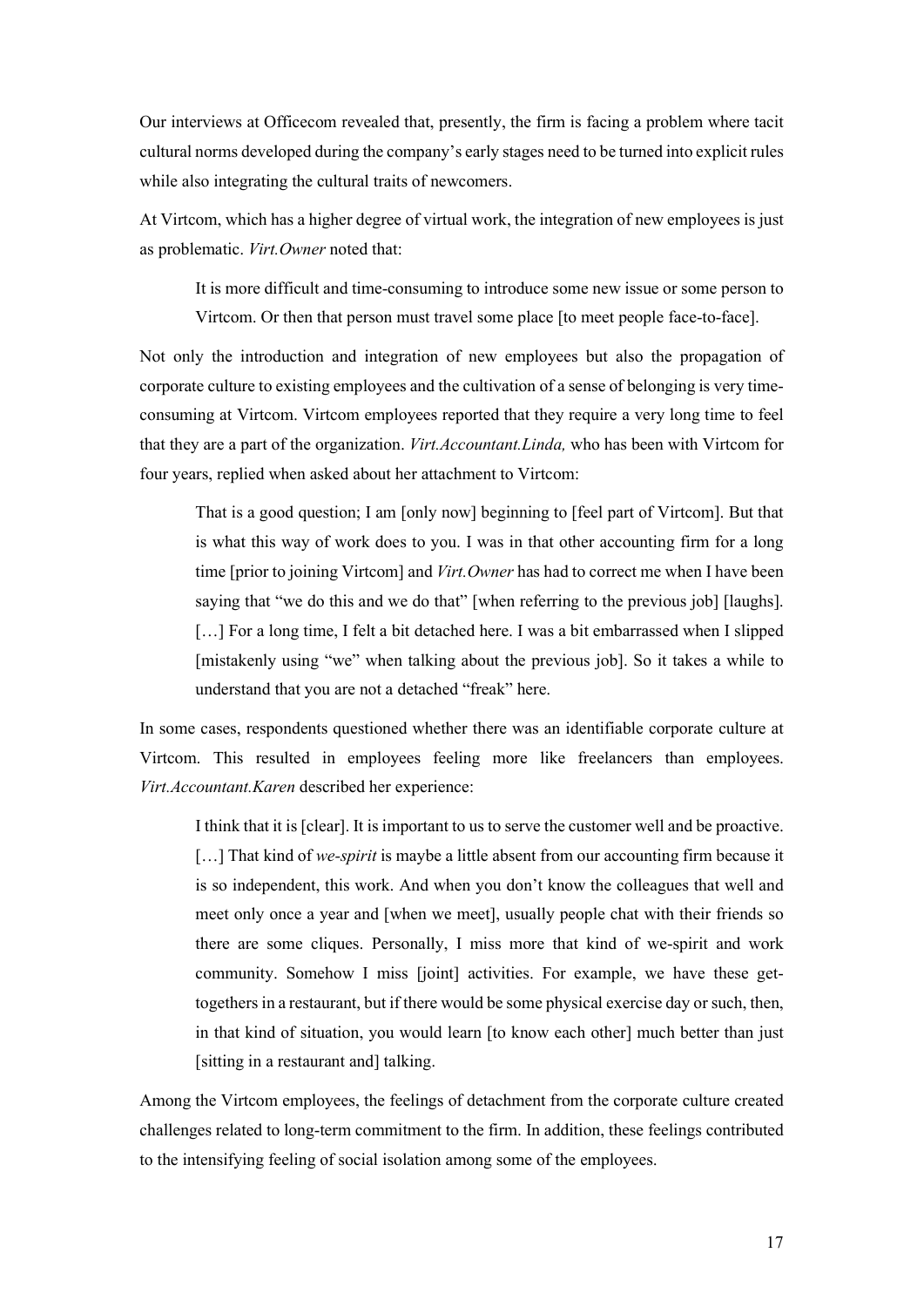Our interviews at Officecom revealed that, presently, the firm is facing a problem where tacit cultural norms developed during the company's early stages need to be turned into explicit rules while also integrating the cultural traits of newcomers.

At Virtcom, which has a higher degree of virtual work, the integration of new employees is just as problematic. *Virt.Owner* noted that:

> It is more difficult and time-consuming to introduce some new issue or some person to Virtcom. Or then that person must travel some place [to meet people face-to-face].

Not only the introduction and integration of new employees but also the propagation of corporate culture to existing employees and the cultivation of a sense of belonging is very time-consuming at Virtcom. Virtcom employees reported that they require a very long time to feel that they are a part of the organization. *Virt.Accountant.Linda,* who has been with Virtcom for four years, replied when asked about her attachment to Virtcom:

> That is a good question; I am [only now] beginning to [feel part of Virtcom]. But that is what this way of work does to you. I was in that other accounting firm for a long time [prior to joining Virtcom] and *Virt.Owner* has had to correct me when I have been saying that "we do this and we do that" [when referring to the previous job] [laughs]. […] For a long time, I felt a bit detached here. I was a bit embarrassed when I slipped [mistakenly using "we" when talking about the previous job]. So it takes a while to understand that you are not a detached "freak" here.

In some cases, respondents questioned whether there was an identifiable corporate culture at Virtcom. This resulted in employees feeling more like freelancers than employees. *Virt.Accountant.Karen* described her experience:

> I think that it is [clear]. It is important to us to serve the customer well and be proactive. […] That kind of *we-spirit* is maybe a little absent from our accounting firm because it is so independent, this work. And when you don't know the colleagues that well and meet only once a year and [when we meet], usually people chat with their friends so there are some cliques. Personally, I miss more that kind of we-spirit and work community. Somehow I miss [joint] activities. For example, we have these get-togethers in a restaurant, but if there would be some physical exercise day or such, then, in that kind of situation, you would learn [to know each other] much better than just [sitting in a restaurant and] talking.

Among the Virtcom employees, the feelings of detachment from the corporate culture created challenges related to long-term commitment to the firm. In addition, these feelings contributed to the intensifying feeling of social isolation among some of the employees.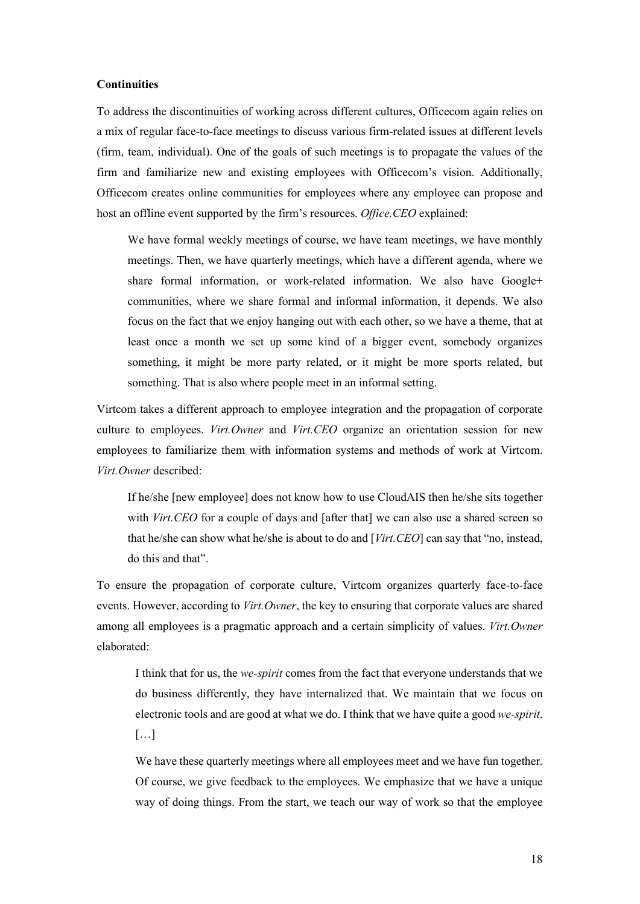**Continuities**

To address the discontinuities of working across different cultures, Officecom again relies on a mix of regular face-to-face meetings to discuss various firm-related issues at different levels (firm, team, individual). One of the goals of such meetings is to propagate the values of the firm and familiarize new and existing employees with Officecom's vision. Additionally, Officecom creates online communities for employees where any employee can propose and host an offline event supported by the firm's resources. *Office.CEO* explained:

> We have formal weekly meetings of course, we have team meetings, we have monthly meetings. Then, we have quarterly meetings, which have a different agenda, where we share formal information, or work-related information. We also have Google+ communities, where we share formal and informal information, it depends. We also focus on the fact that we enjoy hanging out with each other, so we have a theme, that at least once a month we set up some kind of a bigger event, somebody organizes something, it might be more party related, or it might be more sports related, but something. That is also where people meet in an informal setting.

Virtcom takes a different approach to employee integration and the propagation of corporate culture to employees. *Virt.Owner* and *Virt.CEO* organize an orientation session for new employees to familiarize them with information systems and methods of work at Virtcom. *Virt.Owner* described:

> If he/she [new employee] does not know how to use CloudAIS then he/she sits together with *Virt.CEO* for a couple of days and [after that] we can also use a shared screen so that he/she can show what he/she is about to do and [*Virt.CEO*] can say that "no, instead, do this and that".

To ensure the propagation of corporate culture, Virtcom organizes quarterly face-to-face events. However, according to *Virt.Owner*, the key to ensuring that corporate values are shared among all employees is a pragmatic approach and a certain simplicity of values. *Virt.Owner* elaborated:

> I think that for us, the *we-spirit* comes from the fact that everyone understands that we do business differently, they have internalized that. We maintain that we focus on electronic tools and are good at what we do. I think that we have quite a good *we-spirit*. […]
>
> We have these quarterly meetings where all employees meet and we have fun together. Of course, we give feedback to the employees. We emphasize that we have a unique way of doing things. From the start, we teach our way of work so that the employee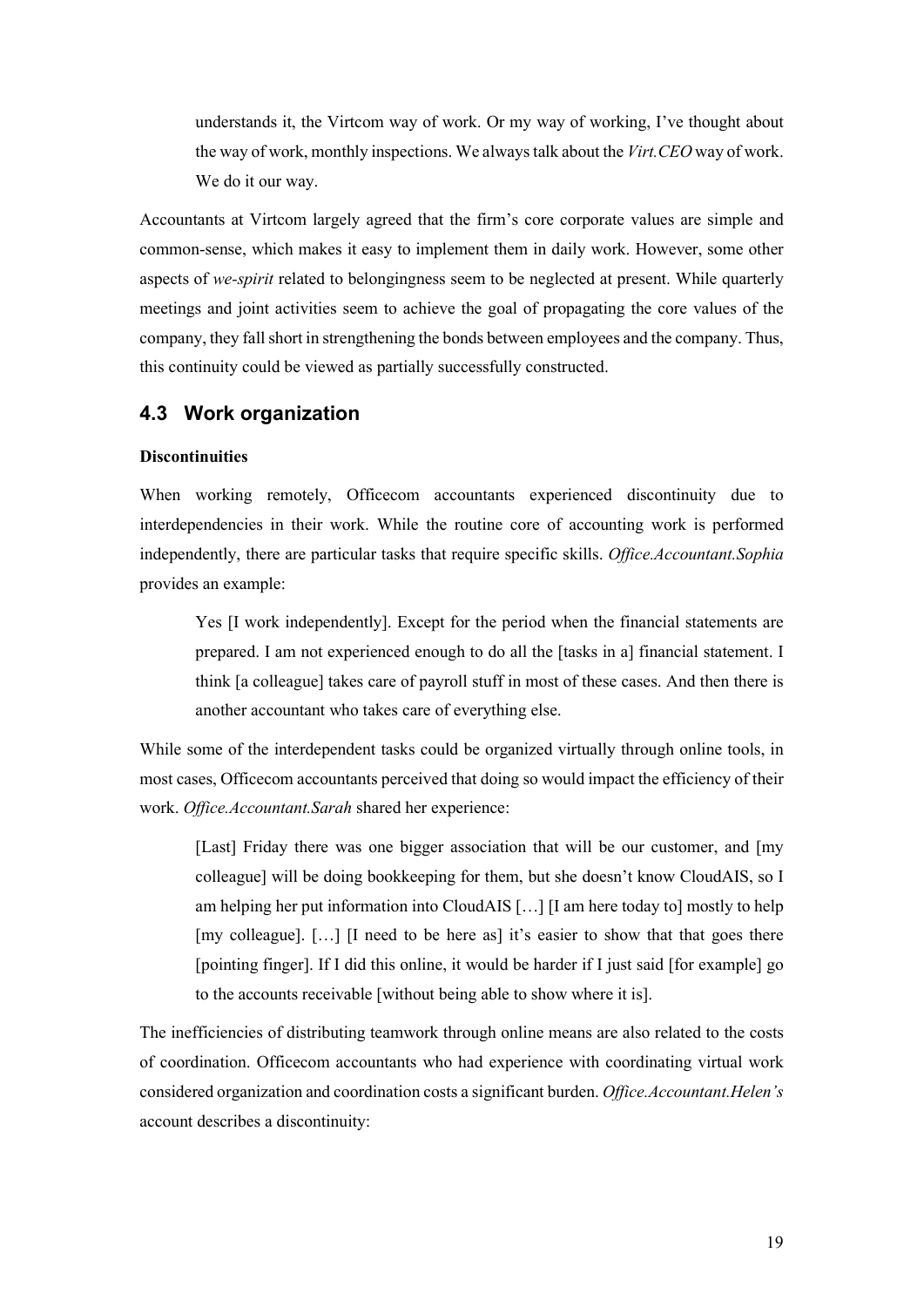> understands it, the Virtcom way of work. Or my way of working, I've thought about the way of work, monthly inspections. We always talk about the *Virt.CEO* way of work. We do it our way.

Accountants at Virtcom largely agreed that the firm's core corporate values are simple and common-sense, which makes it easy to implement them in daily work. However, some other aspects of *we-spirit* related to belongingness seem to be neglected at present. While quarterly meetings and joint activities seem to achieve the goal of propagating the core values of the company, they fall short in strengthening the bonds between employees and the company. Thus, this continuity could be viewed as partially successfully constructed.

## 4.3 Work organization

**Discontinuities**

When working remotely, Officecom accountants experienced discontinuity due to interdependencies in their work. While the routine core of accounting work is performed independently, there are particular tasks that require specific skills. *Office.Accountant.Sophia* provides an example:

> Yes [I work independently]. Except for the period when the financial statements are prepared. I am not experienced enough to do all the [tasks in a] financial statement. I think [a colleague] takes care of payroll stuff in most of these cases. And then there is another accountant who takes care of everything else.

While some of the interdependent tasks could be organized virtually through online tools, in most cases, Officecom accountants perceived that doing so would impact the efficiency of their work. *Office.Accountant.Sarah* shared her experience:

> [Last] Friday there was one bigger association that will be our customer, and [my colleague] will be doing bookkeeping for them, but she doesn't know CloudAIS, so I am helping her put information into CloudAIS […] [I am here today to] mostly to help [my colleague]. […] [I need to be here as] it's easier to show that that goes there [pointing finger]. If I did this online, it would be harder if I just said [for example] go to the accounts receivable [without being able to show where it is].

The inefficiencies of distributing teamwork through online means are also related to the costs of coordination. Officecom accountants who had experience with coordinating virtual work considered organization and coordination costs a significant burden. *Office.Accountant.Helen's* account describes a discontinuity: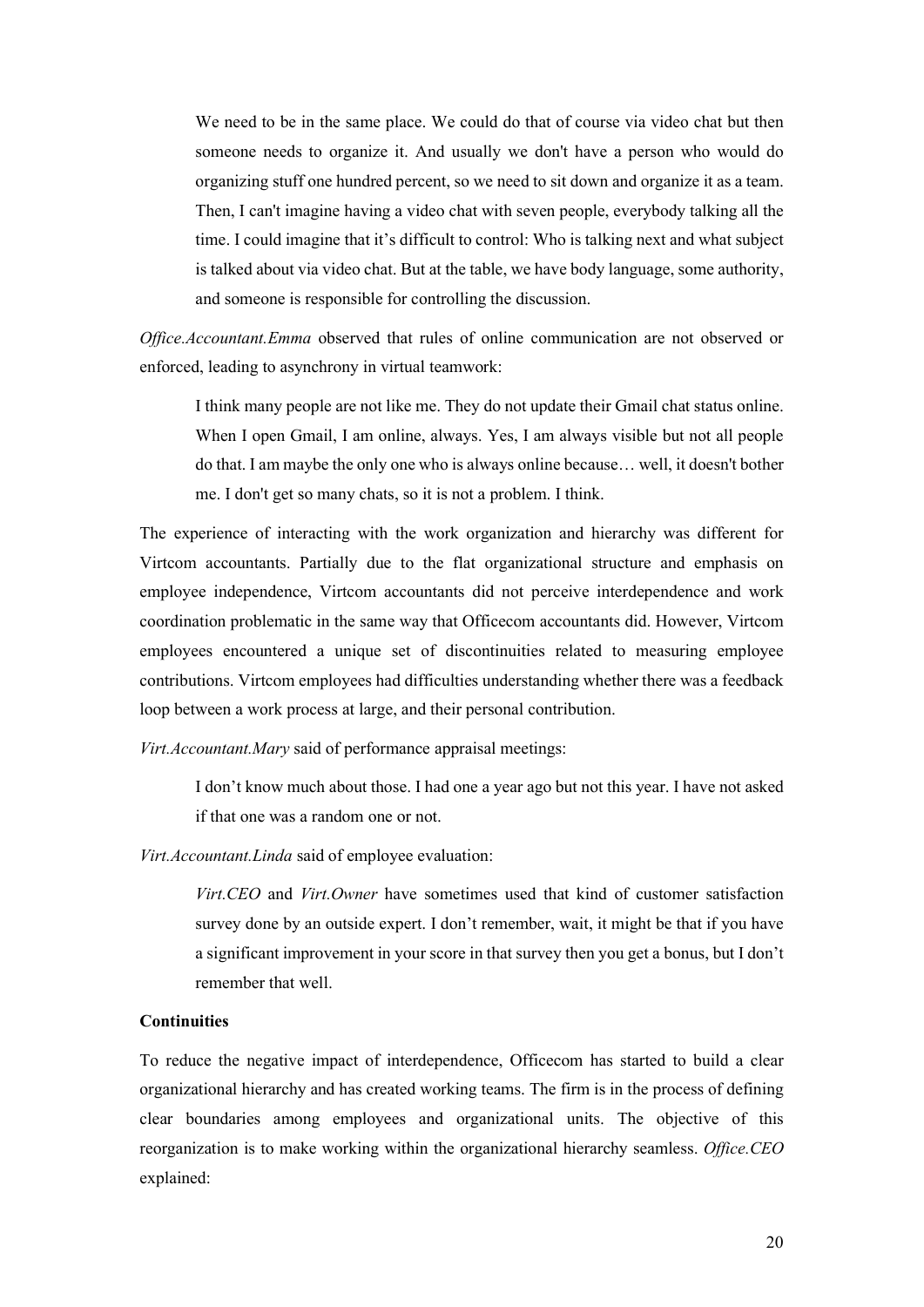> We need to be in the same place. We could do that of course via video chat but then someone needs to organize it. And usually we don't have a person who would do organizing stuff one hundred percent, so we need to sit down and organize it as a team. Then, I can't imagine having a video chat with seven people, everybody talking all the time. I could imagine that it's difficult to control: Who is talking next and what subject is talked about via video chat. But at the table, we have body language, some authority, and someone is responsible for controlling the discussion.

*Office.Accountant.Emma* observed that rules of online communication are not observed or enforced, leading to asynchrony in virtual teamwork:

> I think many people are not like me. They do not update their Gmail chat status online. When I open Gmail, I am online, always. Yes, I am always visible but not all people do that. I am maybe the only one who is always online because… well, it doesn't bother me. I don't get so many chats, so it is not a problem. I think.

The experience of interacting with the work organization and hierarchy was different for Virtcom accountants. Partially due to the flat organizational structure and emphasis on employee independence, Virtcom accountants did not perceive interdependence and work coordination problematic in the same way that Officecom accountants did. However, Virtcom employees encountered a unique set of discontinuities related to measuring employee contributions. Virtcom employees had difficulties understanding whether there was a feedback loop between a work process at large, and their personal contribution.

*Virt.Accountant.Mary* said of performance appraisal meetings:

> I don't know much about those. I had one a year ago but not this year. I have not asked if that one was a random one or not.

*Virt.Accountant.Linda* said of employee evaluation:

> *Virt.CEO* and *Virt.Owner* have sometimes used that kind of customer satisfaction survey done by an outside expert. I don't remember, wait, it might be that if you have a significant improvement in your score in that survey then you get a bonus, but I don't remember that well.

**Continuities**

To reduce the negative impact of interdependence, Officecom has started to build a clear organizational hierarchy and has created working teams. The firm is in the process of defining clear boundaries among employees and organizational units. The objective of this reorganization is to make working within the organizational hierarchy seamless. *Office.CEO* explained: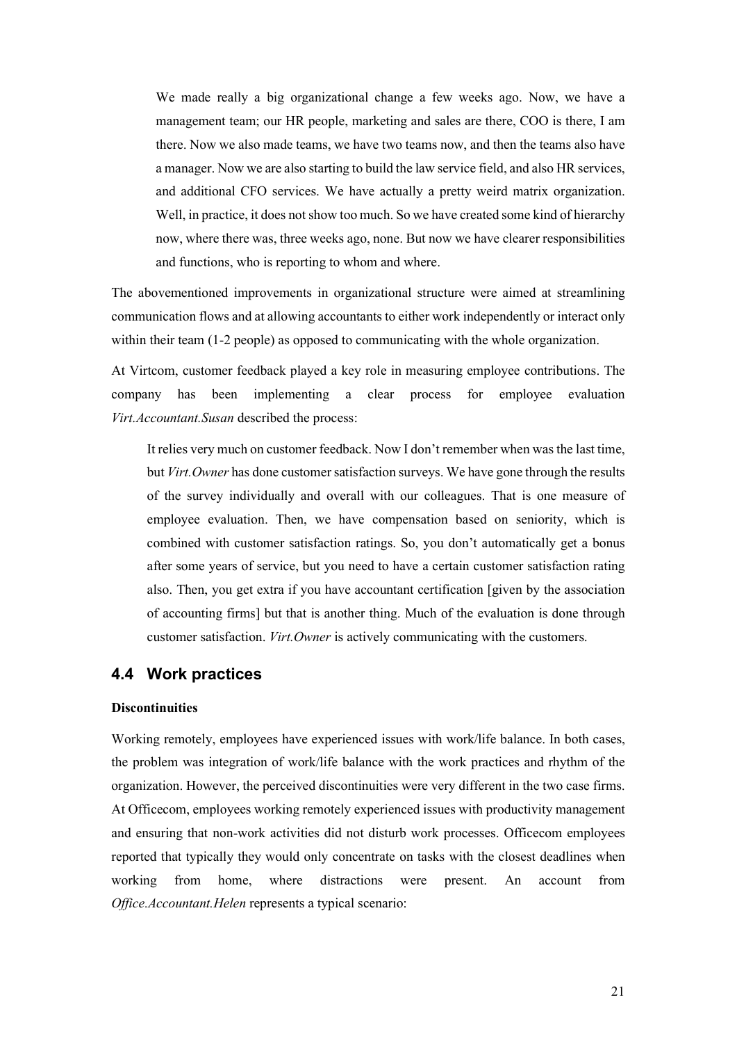> We made really a big organizational change a few weeks ago. Now, we have a management team; our HR people, marketing and sales are there, COO is there, I am there. Now we also made teams, we have two teams now, and then the teams also have a manager. Now we are also starting to build the law service field, and also HR services, and additional CFO services. We have actually a pretty weird matrix organization. Well, in practice, it does not show too much. So we have created some kind of hierarchy now, where there was, three weeks ago, none. But now we have clearer responsibilities and functions, who is reporting to whom and where.

The abovementioned improvements in organizational structure were aimed at streamlining communication flows and at allowing accountants to either work independently or interact only within their team (1-2 people) as opposed to communicating with the whole organization.

At Virtcom, customer feedback played a key role in measuring employee contributions. The company has been implementing a clear process for employee evaluation *Virt.Accountant.Susan* described the process:

> It relies very much on customer feedback. Now I don't remember when was the last time, but *Virt.Owner* has done customer satisfaction surveys. We have gone through the results of the survey individually and overall with our colleagues. That is one measure of employee evaluation. Then, we have compensation based on seniority, which is combined with customer satisfaction ratings. So, you don't automatically get a bonus after some years of service, but you need to have a certain customer satisfaction rating also. Then, you get extra if you have accountant certification [given by the association of accounting firms] but that is another thing. Much of the evaluation is done through customer satisfaction. *Virt.Owner* is actively communicating with the customers.

## 4.4 Work practices

**Discontinuities**

Working remotely, employees have experienced issues with work/life balance. In both cases, the problem was integration of work/life balance with the work practices and rhythm of the organization. However, the perceived discontinuities were very different in the two case firms. At Officecom, employees working remotely experienced issues with productivity management and ensuring that non-work activities did not disturb work processes. Officecom employees reported that typically they would only concentrate on tasks with the closest deadlines when working from home, where distractions were present. An account from *Office.Accountant.Helen* represents a typical scenario: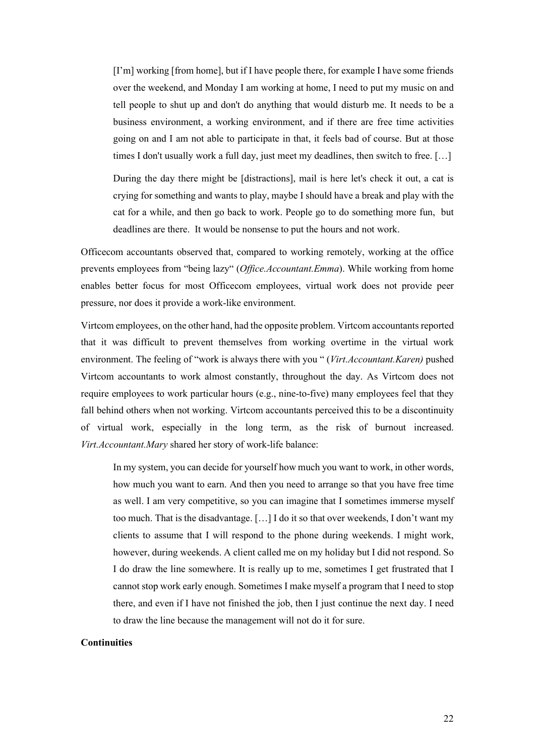> [I'm] working [from home], but if I have people there, for example I have some friends over the weekend, and Monday I am working at home, I need to put my music on and tell people to shut up and don't do anything that would disturb me. It needs to be a business environment, a working environment, and if there are free time activities going on and I am not able to participate in that, it feels bad of course. But at those times I don't usually work a full day, just meet my deadlines, then switch to free. […]
>
> During the day there might be [distractions], mail is here let's check it out, a cat is crying for something and wants to play, maybe I should have a break and play with the cat for a while, and then go back to work. People go to do something more fun, but deadlines are there. It would be nonsense to put the hours and not work.

Officecom accountants observed that, compared to working remotely, working at the office prevents employees from "being lazy" (*Office.Accountant.Emma*). While working from home enables better focus for most Officecom employees, virtual work does not provide peer pressure, nor does it provide a work-like environment.

Virtcom employees, on the other hand, had the opposite problem. Virtcom accountants reported that it was difficult to prevent themselves from working overtime in the virtual work environment. The feeling of "work is always there with you " (*Virt.Accountant.Karen)* pushed Virtcom accountants to work almost constantly, throughout the day. As Virtcom does not require employees to work particular hours (e.g., nine-to-five) many employees feel that they fall behind others when not working. Virtcom accountants perceived this to be a discontinuity of virtual work, especially in the long term, as the risk of burnout increased. *Virt.Accountant.Mary* shared her story of work-life balance:

> In my system, you can decide for yourself how much you want to work, in other words, how much you want to earn. And then you need to arrange so that you have free time as well. I am very competitive, so you can imagine that I sometimes immerse myself too much. That is the disadvantage. […] I do it so that over weekends, I don't want my clients to assume that I will respond to the phone during weekends. I might work, however, during weekends. A client called me on my holiday but I did not respond. So I do draw the line somewhere. It is really up to me, sometimes I get frustrated that I cannot stop work early enough. Sometimes I make myself a program that I need to stop there, and even if I have not finished the job, then I just continue the next day. I need to draw the line because the management will not do it for sure.

**Continuities**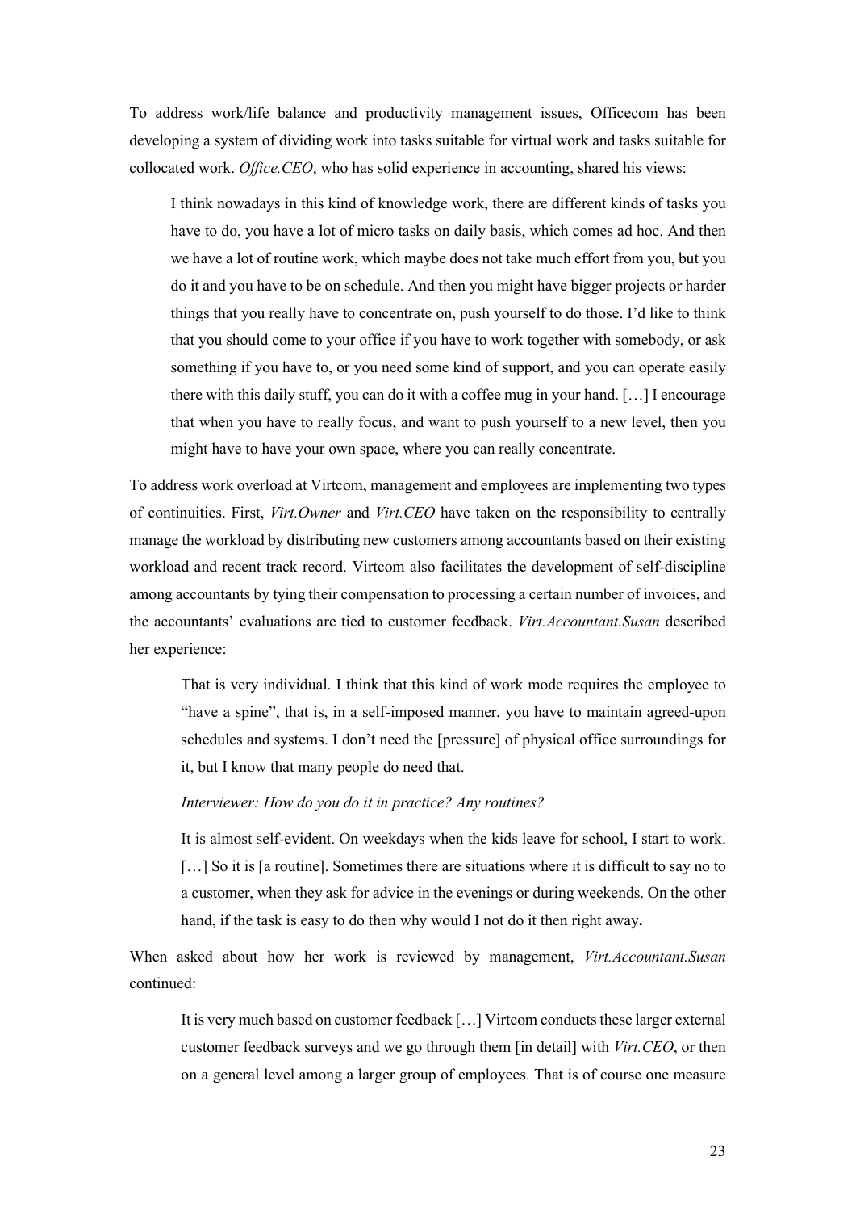To address work/life balance and productivity management issues, Officecom has been developing a system of dividing work into tasks suitable for virtual work and tasks suitable for collocated work. *Office.CEO*, who has solid experience in accounting, shared his views:

> I think nowadays in this kind of knowledge work, there are different kinds of tasks you have to do, you have a lot of micro tasks on daily basis, which comes ad hoc. And then we have a lot of routine work, which maybe does not take much effort from you, but you do it and you have to be on schedule. And then you might have bigger projects or harder things that you really have to concentrate on, push yourself to do those. I'd like to think that you should come to your office if you have to work together with somebody, or ask something if you have to, or you need some kind of support, and you can operate easily there with this daily stuff, you can do it with a coffee mug in your hand. […] I encourage that when you have to really focus, and want to push yourself to a new level, then you might have to have your own space, where you can really concentrate.

To address work overload at Virtcom, management and employees are implementing two types of continuities. First, *Virt.Owner* and *Virt.CEO* have taken on the responsibility to centrally manage the workload by distributing new customers among accountants based on their existing workload and recent track record. Virtcom also facilitates the development of self-discipline among accountants by tying their compensation to processing a certain number of invoices, and the accountants' evaluations are tied to customer feedback. *Virt.Accountant.Susan* described her experience:

> That is very individual. I think that this kind of work mode requires the employee to "have a spine", that is, in a self-imposed manner, you have to maintain agreed-upon schedules and systems. I don't need the [pressure] of physical office surroundings for it, but I know that many people do need that.
>
> *Interviewer: How do you do it in practice? Any routines?*
>
> It is almost self-evident. On weekdays when the kids leave for school, I start to work. […] So it is [a routine]. Sometimes there are situations where it is difficult to say no to a customer, when they ask for advice in the evenings or during weekends. On the other hand, if the task is easy to do then why would I not do it then right away**.**

When asked about how her work is reviewed by management, *Virt.Accountant.Susan* continued:

> It is very much based on customer feedback […] Virtcom conducts these larger external customer feedback surveys and we go through them [in detail] with *Virt.CEO*, or then on a general level among a larger group of employees. That is of course one measure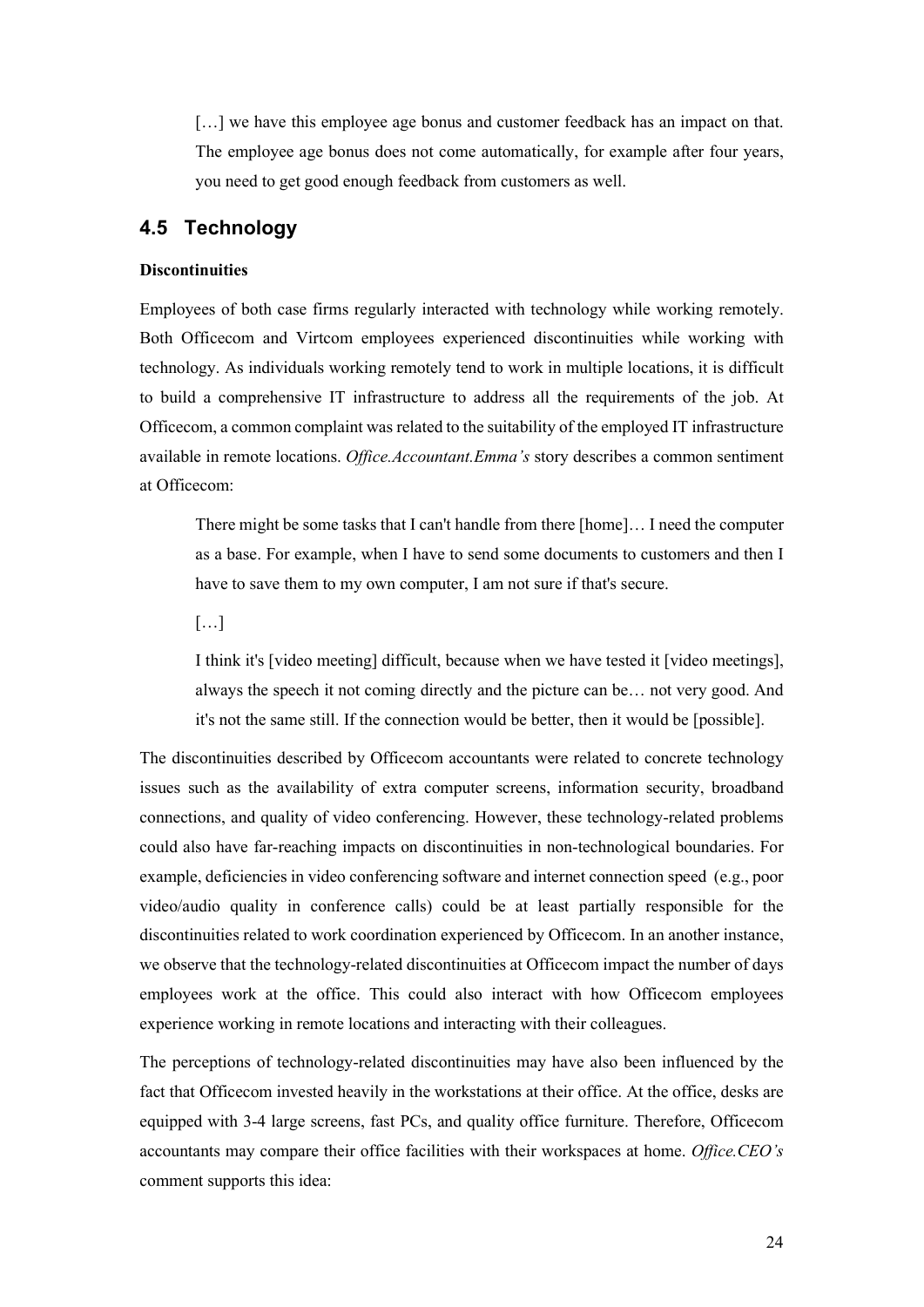> […] we have this employee age bonus and customer feedback has an impact on that. The employee age bonus does not come automatically, for example after four years, you need to get good enough feedback from customers as well.

## 4.5 Technology

**Discontinuities**

Employees of both case firms regularly interacted with technology while working remotely. Both Officecom and Virtcom employees experienced discontinuities while working with technology. As individuals working remotely tend to work in multiple locations, it is difficult to build a comprehensive IT infrastructure to address all the requirements of the job. At Officecom, a common complaint was related to the suitability of the employed IT infrastructure available in remote locations. *Office.Accountant.Emma's* story describes a common sentiment at Officecom:

> There might be some tasks that I can't handle from there [home]… I need the computer as a base. For example, when I have to send some documents to customers and then I have to save them to my own computer, I am not sure if that's secure.
>
> […]
>
> I think it's [video meeting] difficult, because when we have tested it [video meetings], always the speech it not coming directly and the picture can be… not very good. And it's not the same still. If the connection would be better, then it would be [possible].

The discontinuities described by Officecom accountants were related to concrete technology issues such as the availability of extra computer screens, information security, broadband connections, and quality of video conferencing. However, these technology-related problems could also have far-reaching impacts on discontinuities in non-technological boundaries. For example, deficiencies in video conferencing software and internet connection speed (e.g., poor video/audio quality in conference calls) could be at least partially responsible for the discontinuities related to work coordination experienced by Officecom. In an another instance, we observe that the technology-related discontinuities at Officecom impact the number of days employees work at the office. This could also interact with how Officecom employees experience working in remote locations and interacting with their colleagues.

The perceptions of technology-related discontinuities may have also been influenced by the fact that Officecom invested heavily in the workstations at their office. At the office, desks are equipped with 3-4 large screens, fast PCs, and quality office furniture. Therefore, Officecom accountants may compare their office facilities with their workspaces at home. *Office.CEO's* comment supports this idea: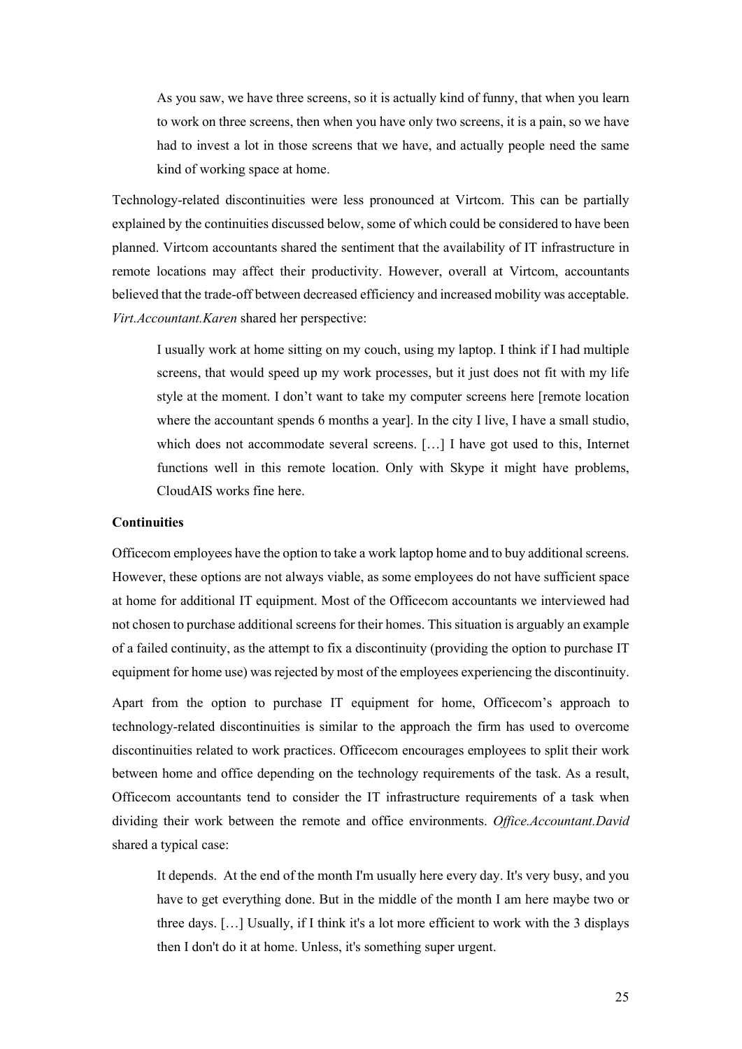> As you saw, we have three screens, so it is actually kind of funny, that when you learn to work on three screens, then when you have only two screens, it is a pain, so we have had to invest a lot in those screens that we have, and actually people need the same kind of working space at home.

Technology-related discontinuities were less pronounced at Virtcom. This can be partially explained by the continuities discussed below, some of which could be considered to have been planned. Virtcom accountants shared the sentiment that the availability of IT infrastructure in remote locations may affect their productivity. However, overall at Virtcom, accountants believed that the trade-off between decreased efficiency and increased mobility was acceptable. *Virt.Accountant.Karen* shared her perspective:

> I usually work at home sitting on my couch, using my laptop. I think if I had multiple screens, that would speed up my work processes, but it just does not fit with my life style at the moment. I don't want to take my computer screens here [remote location where the accountant spends 6 months a year]. In the city I live, I have a small studio, which does not accommodate several screens. […] I have got used to this, Internet functions well in this remote location. Only with Skype it might have problems, CloudAIS works fine here.

**Continuities**

Officecom employees have the option to take a work laptop home and to buy additional screens. However, these options are not always viable, as some employees do not have sufficient space at home for additional IT equipment. Most of the Officecom accountants we interviewed had not chosen to purchase additional screens for their homes. This situation is arguably an example of a failed continuity, as the attempt to fix a discontinuity (providing the option to purchase IT equipment for home use) was rejected by most of the employees experiencing the discontinuity.

Apart from the option to purchase IT equipment for home, Officecom's approach to technology-related discontinuities is similar to the approach the firm has used to overcome discontinuities related to work practices. Officecom encourages employees to split their work between home and office depending on the technology requirements of the task. As a result, Officecom accountants tend to consider the IT infrastructure requirements of a task when dividing their work between the remote and office environments. *Office.Accountant.David* shared a typical case:

> It depends. At the end of the month I'm usually here every day. It's very busy, and you have to get everything done. But in the middle of the month I am here maybe two or three days. […] Usually, if I think it's a lot more efficient to work with the 3 displays then I don't do it at home. Unless, it's something super urgent.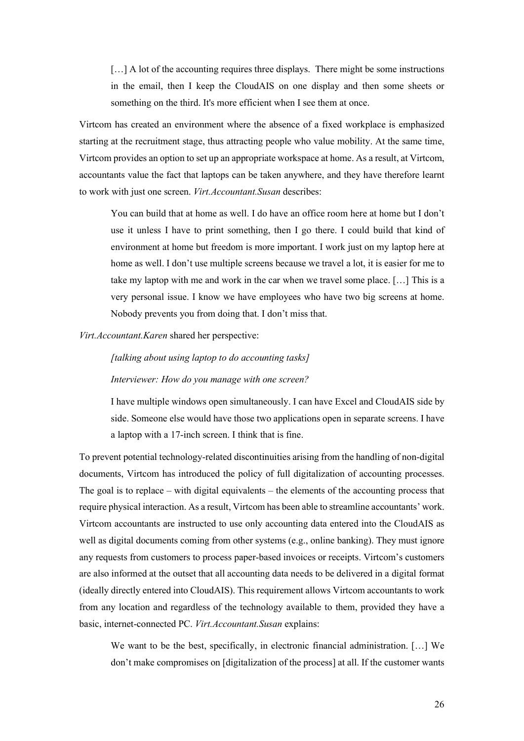> […] A lot of the accounting requires three displays. There might be some instructions in the email, then I keep the CloudAIS on one display and then some sheets or something on the third. It's more efficient when I see them at once.

Virtcom has created an environment where the absence of a fixed workplace is emphasized starting at the recruitment stage, thus attracting people who value mobility. At the same time, Virtcom provides an option to set up an appropriate workspace at home. As a result, at Virtcom, accountants value the fact that laptops can be taken anywhere, and they have therefore learnt to work with just one screen. *Virt.Accountant.Susan* describes:

> You can build that at home as well. I do have an office room here at home but I don't use it unless I have to print something, then I go there. I could build that kind of environment at home but freedom is more important. I work just on my laptop here at home as well. I don't use multiple screens because we travel a lot, it is easier for me to take my laptop with me and work in the car when we travel some place. […] This is a very personal issue. I know we have employees who have two big screens at home. Nobody prevents you from doing that. I don't miss that.

*Virt.Accountant.Karen* shared her perspective:

> *[talking about using laptop to do accounting tasks]*
>
> *Interviewer: How do you manage with one screen?*
>
> I have multiple windows open simultaneously. I can have Excel and CloudAIS side by side. Someone else would have those two applications open in separate screens. I have a laptop with a 17-inch screen. I think that is fine.

To prevent potential technology-related discontinuities arising from the handling of non-digital documents, Virtcom has introduced the policy of full digitalization of accounting processes. The goal is to replace – with digital equivalents – the elements of the accounting process that require physical interaction. As a result, Virtcom has been able to streamline accountants' work. Virtcom accountants are instructed to use only accounting data entered into the CloudAIS as well as digital documents coming from other systems (e.g., online banking). They must ignore any requests from customers to process paper-based invoices or receipts. Virtcom's customers are also informed at the outset that all accounting data needs to be delivered in a digital format (ideally directly entered into CloudAIS). This requirement allows Virtcom accountants to work from any location and regardless of the technology available to them, provided they have a basic, internet-connected PC. *Virt.Accountant.Susan* explains:

> We want to be the best, specifically, in electronic financial administration. […] We don't make compromises on [digitalization of the process] at all. If the customer wants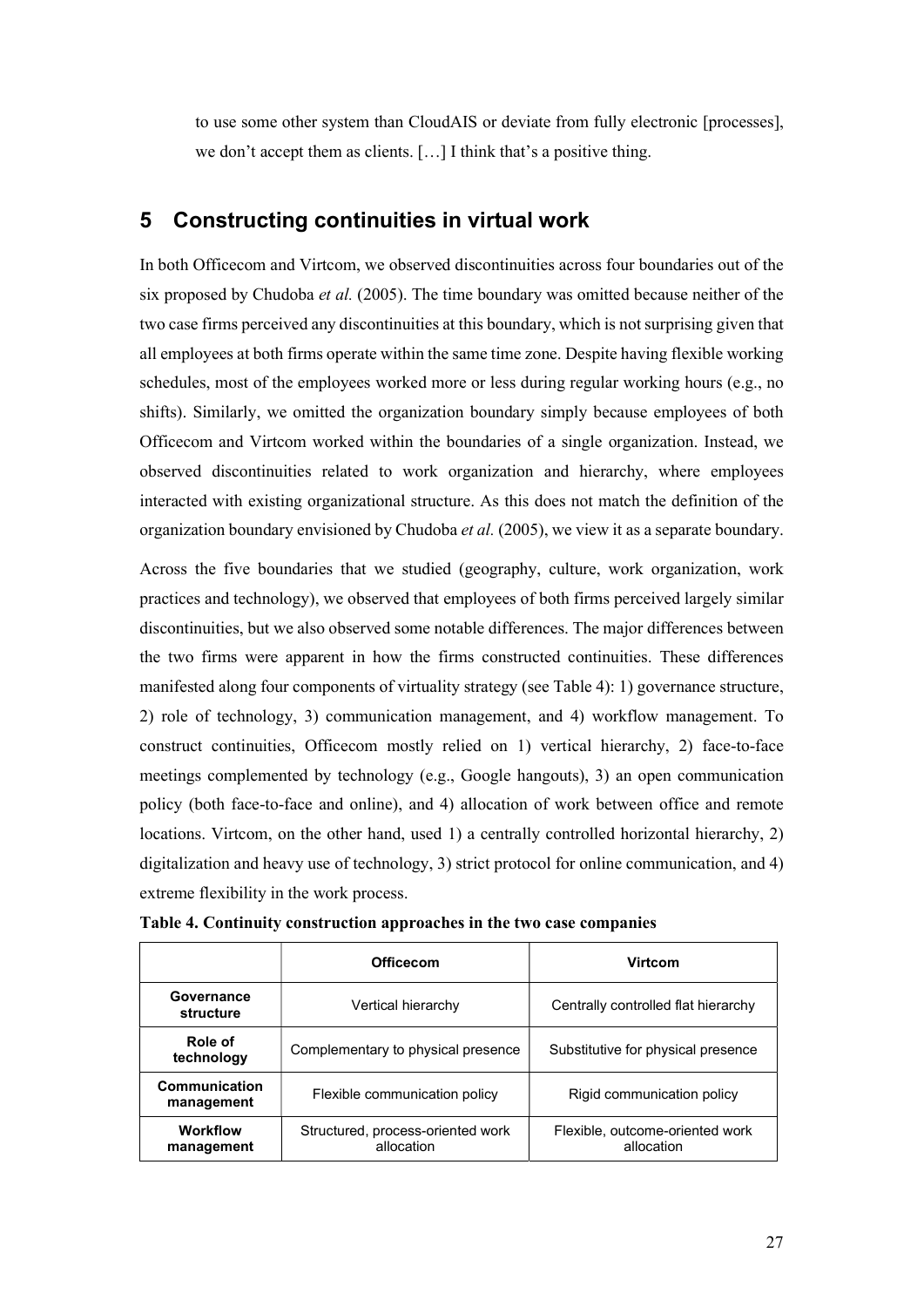to use some other system than CloudAIS or deviate from fully electronic [processes], we don't accept them as clients. […] I think that's a positive thing.

## 5 Constructing continuities in virtual work

In both Officecom and Virtcom, we observed discontinuities across four boundaries out of the six proposed by Chudoba *et al.* (2005). The time boundary was omitted because neither of the two case firms perceived any discontinuities at this boundary, which is not surprising given that all employees at both firms operate within the same time zone. Despite having flexible working schedules, most of the employees worked more or less during regular working hours (e.g., no shifts). Similarly, we omitted the organization boundary simply because employees of both Officecom and Virtcom worked within the boundaries of a single organization. Instead, we observed discontinuities related to work organization and hierarchy, where employees interacted with existing organizational structure. As this does not match the definition of the organization boundary envisioned by Chudoba *et al.* (2005), we view it as a separate boundary.

Across the five boundaries that we studied (geography, culture, work organization, work practices and technology), we observed that employees of both firms perceived largely similar discontinuities, but we also observed some notable differences. The major differences between the two firms were apparent in how the firms constructed continuities. These differences manifested along four components of virtuality strategy (see Table 4): 1) governance structure, 2) role of technology, 3) communication management, and 4) workflow management. To construct continuities, Officecom mostly relied on 1) vertical hierarchy, 2) face-to-face meetings complemented by technology (e.g., Google hangouts), 3) an open communication policy (both face-to-face and online), and 4) allocation of work between office and remote locations. Virtcom, on the other hand, used 1) a centrally controlled horizontal hierarchy, 2) digitalization and heavy use of technology, 3) strict protocol for online communication, and 4) extreme flexibility in the work process.

**Table 4. Continuity construction approaches in the two case companies**

| | Officecom | Virtcom |
|---|---|---|
| **Governance structure** | Vertical hierarchy | Centrally controlled flat hierarchy |
| **Role of technology** | Complementary to physical presence | Substitutive for physical presence |
| **Communication management** | Flexible communication policy | Rigid communication policy |
| **Workflow management** | Structured, process-oriented work allocation | Flexible, outcome-oriented work allocation |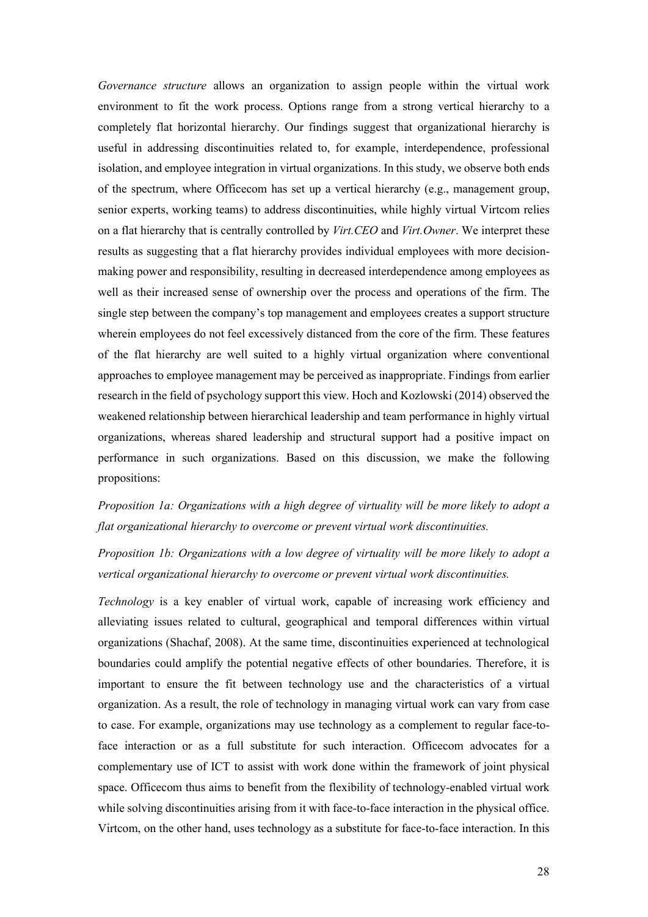*Governance structure* allows an organization to assign people within the virtual work environment to fit the work process. Options range from a strong vertical hierarchy to a completely flat horizontal hierarchy. Our findings suggest that organizational hierarchy is useful in addressing discontinuities related to, for example, interdependence, professional isolation, and employee integration in virtual organizations. In this study, we observe both ends of the spectrum, where Officecom has set up a vertical hierarchy (e.g., management group, senior experts, working teams) to address discontinuities, while highly virtual Virtcom relies on a flat hierarchy that is centrally controlled by *Virt.CEO* and *Virt.Owner*. We interpret these results as suggesting that a flat hierarchy provides individual employees with more decision-making power and responsibility, resulting in decreased interdependence among employees as well as their increased sense of ownership over the process and operations of the firm. The single step between the company's top management and employees creates a support structure wherein employees do not feel excessively distanced from the core of the firm. These features of the flat hierarchy are well suited to a highly virtual organization where conventional approaches to employee management may be perceived as inappropriate. Findings from earlier research in the field of psychology support this view. Hoch and Kozlowski (2014) observed the weakened relationship between hierarchical leadership and team performance in highly virtual organizations, whereas shared leadership and structural support had a positive impact on performance in such organizations. Based on this discussion, we make the following propositions:

*Proposition 1a: Organizations with a high degree of virtuality will be more likely to adopt a flat organizational hierarchy to overcome or prevent virtual work discontinuities.*

*Proposition 1b: Organizations with a low degree of virtuality will be more likely to adopt a vertical organizational hierarchy to overcome or prevent virtual work discontinuities.*

*Technology* is a key enabler of virtual work, capable of increasing work efficiency and alleviating issues related to cultural, geographical and temporal differences within virtual organizations (Shachaf, 2008). At the same time, discontinuities experienced at technological boundaries could amplify the potential negative effects of other boundaries. Therefore, it is important to ensure the fit between technology use and the characteristics of a virtual organization. As a result, the role of technology in managing virtual work can vary from case to case. For example, organizations may use technology as a complement to regular face-to-face interaction or as a full substitute for such interaction. Officecom advocates for a complementary use of ICT to assist with work done within the framework of joint physical space. Officecom thus aims to benefit from the flexibility of technology-enabled virtual work while solving discontinuities arising from it with face-to-face interaction in the physical office. Virtcom, on the other hand, uses technology as a substitute for face-to-face interaction. In this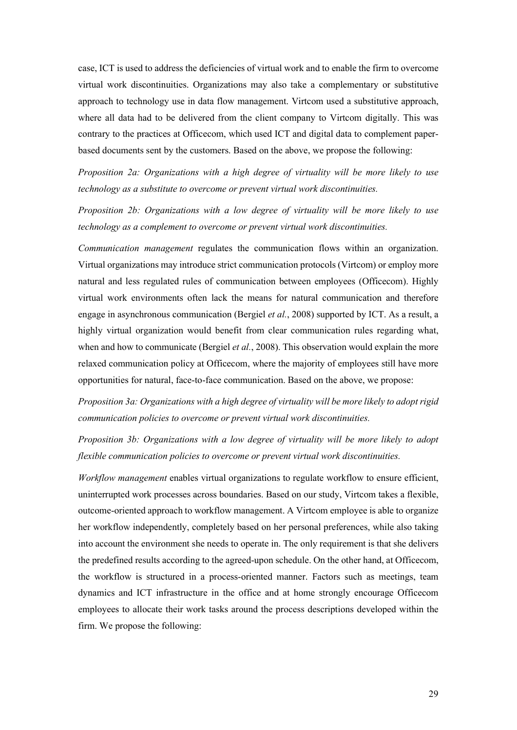case, ICT is used to address the deficiencies of virtual work and to enable the firm to overcome virtual work discontinuities. Organizations may also take a complementary or substitutive approach to technology use in data flow management. Virtcom used a substitutive approach, where all data had to be delivered from the client company to Virtcom digitally. This was contrary to the practices at Officecom, which used ICT and digital data to complement paper-based documents sent by the customers. Based on the above, we propose the following:

*Proposition 2a: Organizations with a high degree of virtuality will be more likely to use technology as a substitute to overcome or prevent virtual work discontinuities.*

*Proposition 2b: Organizations with a low degree of virtuality will be more likely to use technology as a complement to overcome or prevent virtual work discontinuities.*

*Communication management* regulates the communication flows within an organization. Virtual organizations may introduce strict communication protocols (Virtcom) or employ more natural and less regulated rules of communication between employees (Officecom). Highly virtual work environments often lack the means for natural communication and therefore engage in asynchronous communication (Bergiel *et al.*, 2008) supported by ICT. As a result, a highly virtual organization would benefit from clear communication rules regarding what, when and how to communicate (Bergiel *et al.*, 2008). This observation would explain the more relaxed communication policy at Officecom, where the majority of employees still have more opportunities for natural, face-to-face communication. Based on the above, we propose:

*Proposition 3a: Organizations with a high degree of virtuality will be more likely to adopt rigid communication policies to overcome or prevent virtual work discontinuities.*

*Proposition 3b: Organizations with a low degree of virtuality will be more likely to adopt flexible communication policies to overcome or prevent virtual work discontinuities.*

*Workflow management* enables virtual organizations to regulate workflow to ensure efficient, uninterrupted work processes across boundaries. Based on our study, Virtcom takes a flexible, outcome-oriented approach to workflow management. A Virtcom employee is able to organize her workflow independently, completely based on her personal preferences, while also taking into account the environment she needs to operate in. The only requirement is that she delivers the predefined results according to the agreed-upon schedule. On the other hand, at Officecom, the workflow is structured in a process-oriented manner. Factors such as meetings, team dynamics and ICT infrastructure in the office and at home strongly encourage Officecom employees to allocate their work tasks around the process descriptions developed within the firm. We propose the following: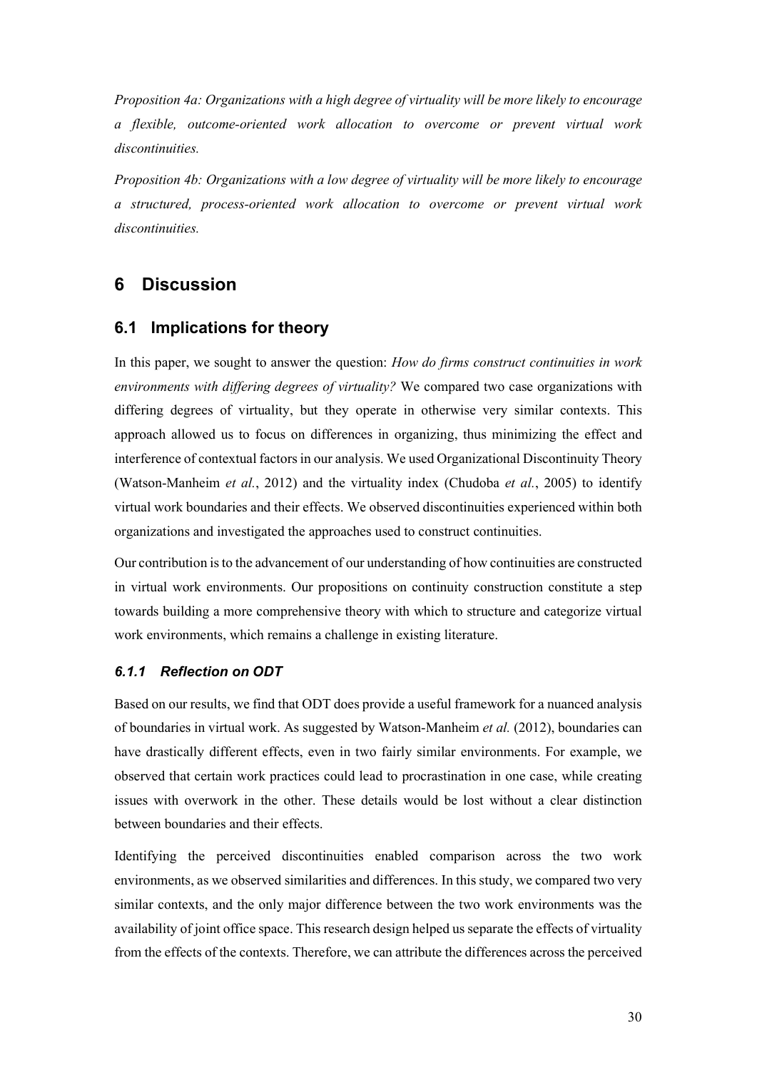*Proposition 4a: Organizations with a high degree of virtuality will be more likely to encourage a flexible, outcome-oriented work allocation to overcome or prevent virtual work discontinuities.*

*Proposition 4b: Organizations with a low degree of virtuality will be more likely to encourage a structured, process-oriented work allocation to overcome or prevent virtual work discontinuities.*

# 6 Discussion

## 6.1 Implications for theory

In this paper, we sought to answer the question: *How do firms construct continuities in work environments with differing degrees of virtuality?* We compared two case organizations with differing degrees of virtuality, but they operate in otherwise very similar contexts. This approach allowed us to focus on differences in organizing, thus minimizing the effect and interference of contextual factors in our analysis. We used Organizational Discontinuity Theory (Watson-Manheim *et al.*, 2012) and the virtuality index (Chudoba *et al.*, 2005) to identify virtual work boundaries and their effects. We observed discontinuities experienced within both organizations and investigated the approaches used to construct continuities.

Our contribution is to the advancement of our understanding of how continuities are constructed in virtual work environments. Our propositions on continuity construction constitute a step towards building a more comprehensive theory with which to structure and categorize virtual work environments, which remains a challenge in existing literature.

### *6.1.1 Reflection on ODT*

Based on our results, we find that ODT does provide a useful framework for a nuanced analysis of boundaries in virtual work. As suggested by Watson-Manheim *et al.* (2012), boundaries can have drastically different effects, even in two fairly similar environments. For example, we observed that certain work practices could lead to procrastination in one case, while creating issues with overwork in the other. These details would be lost without a clear distinction between boundaries and their effects.

Identifying the perceived discontinuities enabled comparison across the two work environments, as we observed similarities and differences. In this study, we compared two very similar contexts, and the only major difference between the two work environments was the availability of joint office space. This research design helped us separate the effects of virtuality from the effects of the contexts. Therefore, we can attribute the differences across the perceived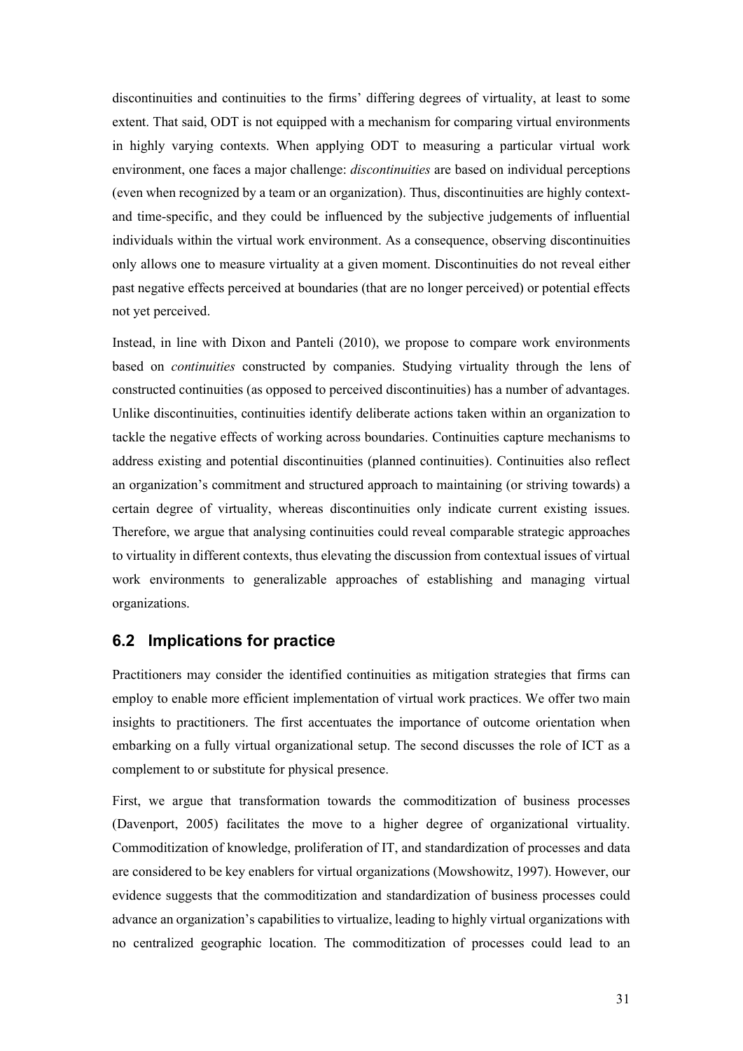discontinuities and continuities to the firms' differing degrees of virtuality, at least to some extent. That said, ODT is not equipped with a mechanism for comparing virtual environments in highly varying contexts. When applying ODT to measuring a particular virtual work environment, one faces a major challenge: *discontinuities* are based on individual perceptions (even when recognized by a team or an organization). Thus, discontinuities are highly context- and time-specific, and they could be influenced by the subjective judgements of influential individuals within the virtual work environment. As a consequence, observing discontinuities only allows one to measure virtuality at a given moment. Discontinuities do not reveal either past negative effects perceived at boundaries (that are no longer perceived) or potential effects not yet perceived.

Instead, in line with Dixon and Panteli (2010), we propose to compare work environments based on *continuities* constructed by companies. Studying virtuality through the lens of constructed continuities (as opposed to perceived discontinuities) has a number of advantages. Unlike discontinuities, continuities identify deliberate actions taken within an organization to tackle the negative effects of working across boundaries. Continuities capture mechanisms to address existing and potential discontinuities (planned continuities). Continuities also reflect an organization's commitment and structured approach to maintaining (or striving towards) a certain degree of virtuality, whereas discontinuities only indicate current existing issues. Therefore, we argue that analysing continuities could reveal comparable strategic approaches to virtuality in different contexts, thus elevating the discussion from contextual issues of virtual work environments to generalizable approaches of establishing and managing virtual organizations.

## 6.2 Implications for practice

Practitioners may consider the identified continuities as mitigation strategies that firms can employ to enable more efficient implementation of virtual work practices. We offer two main insights to practitioners. The first accentuates the importance of outcome orientation when embarking on a fully virtual organizational setup. The second discusses the role of ICT as a complement to or substitute for physical presence.

First, we argue that transformation towards the commoditization of business processes (Davenport, 2005) facilitates the move to a higher degree of organizational virtuality. Commoditization of knowledge, proliferation of IT, and standardization of processes and data are considered to be key enablers for virtual organizations (Mowshowitz, 1997). However, our evidence suggests that the commoditization and standardization of business processes could advance an organization's capabilities to virtualize, leading to highly virtual organizations with no centralized geographic location. The commoditization of processes could lead to an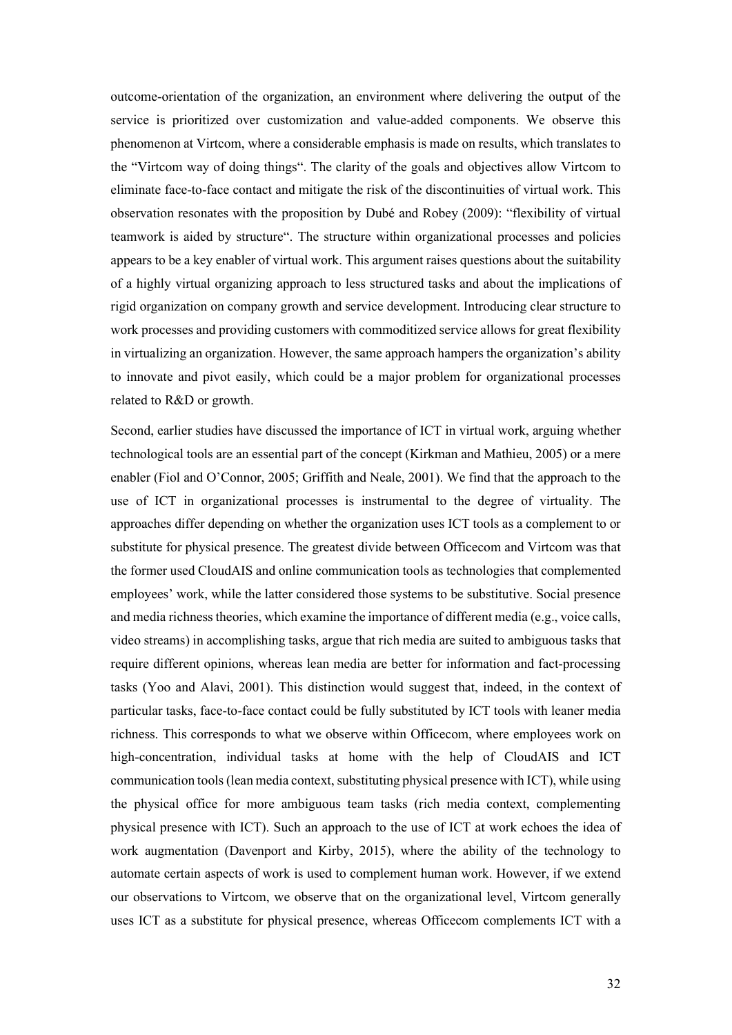outcome-orientation of the organization, an environment where delivering the output of the service is prioritized over customization and value-added components. We observe this phenomenon at Virtcom, where a considerable emphasis is made on results, which translates to the "Virtcom way of doing things". The clarity of the goals and objectives allow Virtcom to eliminate face-to-face contact and mitigate the risk of the discontinuities of virtual work. This observation resonates with the proposition by Dubé and Robey (2009): "flexibility of virtual teamwork is aided by structure". The structure within organizational processes and policies appears to be a key enabler of virtual work. This argument raises questions about the suitability of a highly virtual organizing approach to less structured tasks and about the implications of rigid organization on company growth and service development. Introducing clear structure to work processes and providing customers with commoditized service allows for great flexibility in virtualizing an organization. However, the same approach hampers the organization's ability to innovate and pivot easily, which could be a major problem for organizational processes related to R&D or growth.

Second, earlier studies have discussed the importance of ICT in virtual work, arguing whether technological tools are an essential part of the concept (Kirkman and Mathieu, 2005) or a mere enabler (Fiol and O'Connor, 2005; Griffith and Neale, 2001). We find that the approach to the use of ICT in organizational processes is instrumental to the degree of virtuality. The approaches differ depending on whether the organization uses ICT tools as a complement to or substitute for physical presence. The greatest divide between Officecom and Virtcom was that the former used CloudAIS and online communication tools as technologies that complemented employees' work, while the latter considered those systems to be substitutive. Social presence and media richness theories, which examine the importance of different media (e.g., voice calls, video streams) in accomplishing tasks, argue that rich media are suited to ambiguous tasks that require different opinions, whereas lean media are better for information and fact-processing tasks (Yoo and Alavi, 2001). This distinction would suggest that, indeed, in the context of particular tasks, face-to-face contact could be fully substituted by ICT tools with leaner media richness. This corresponds to what we observe within Officecom, where employees work on high-concentration, individual tasks at home with the help of CloudAIS and ICT communication tools (lean media context, substituting physical presence with ICT), while using the physical office for more ambiguous team tasks (rich media context, complementing physical presence with ICT). Such an approach to the use of ICT at work echoes the idea of work augmentation (Davenport and Kirby, 2015), where the ability of the technology to automate certain aspects of work is used to complement human work. However, if we extend our observations to Virtcom, we observe that on the organizational level, Virtcom generally uses ICT as a substitute for physical presence, whereas Officecom complements ICT with a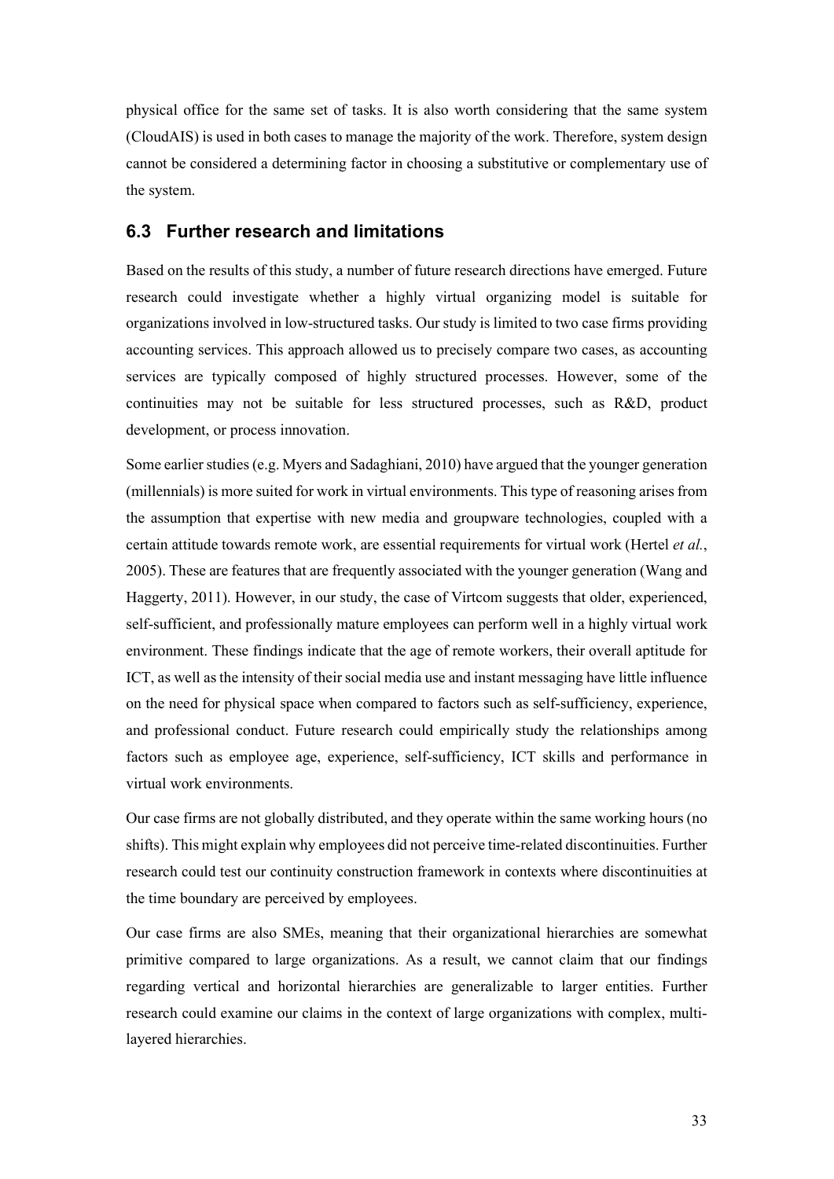physical office for the same set of tasks. It is also worth considering that the same system (CloudAIS) is used in both cases to manage the majority of the work. Therefore, system design cannot be considered a determining factor in choosing a substitutive or complementary use of the system.

## 6.3 Further research and limitations

Based on the results of this study, a number of future research directions have emerged. Future research could investigate whether a highly virtual organizing model is suitable for organizations involved in low-structured tasks. Our study is limited to two case firms providing accounting services. This approach allowed us to precisely compare two cases, as accounting services are typically composed of highly structured processes. However, some of the continuities may not be suitable for less structured processes, such as R&D, product development, or process innovation.

Some earlier studies (e.g. Myers and Sadaghiani, 2010) have argued that the younger generation (millennials) is more suited for work in virtual environments. This type of reasoning arises from the assumption that expertise with new media and groupware technologies, coupled with a certain attitude towards remote work, are essential requirements for virtual work (Hertel *et al.*, 2005). These are features that are frequently associated with the younger generation (Wang and Haggerty, 2011). However, in our study, the case of Virtcom suggests that older, experienced, self-sufficient, and professionally mature employees can perform well in a highly virtual work environment. These findings indicate that the age of remote workers, their overall aptitude for ICT, as well as the intensity of their social media use and instant messaging have little influence on the need for physical space when compared to factors such as self-sufficiency, experience, and professional conduct. Future research could empirically study the relationships among factors such as employee age, experience, self-sufficiency, ICT skills and performance in virtual work environments.

Our case firms are not globally distributed, and they operate within the same working hours (no shifts). This might explain why employees did not perceive time-related discontinuities. Further research could test our continuity construction framework in contexts where discontinuities at the time boundary are perceived by employees.

Our case firms are also SMEs, meaning that their organizational hierarchies are somewhat primitive compared to large organizations. As a result, we cannot claim that our findings regarding vertical and horizontal hierarchies are generalizable to larger entities. Further research could examine our claims in the context of large organizations with complex, multi-layered hierarchies.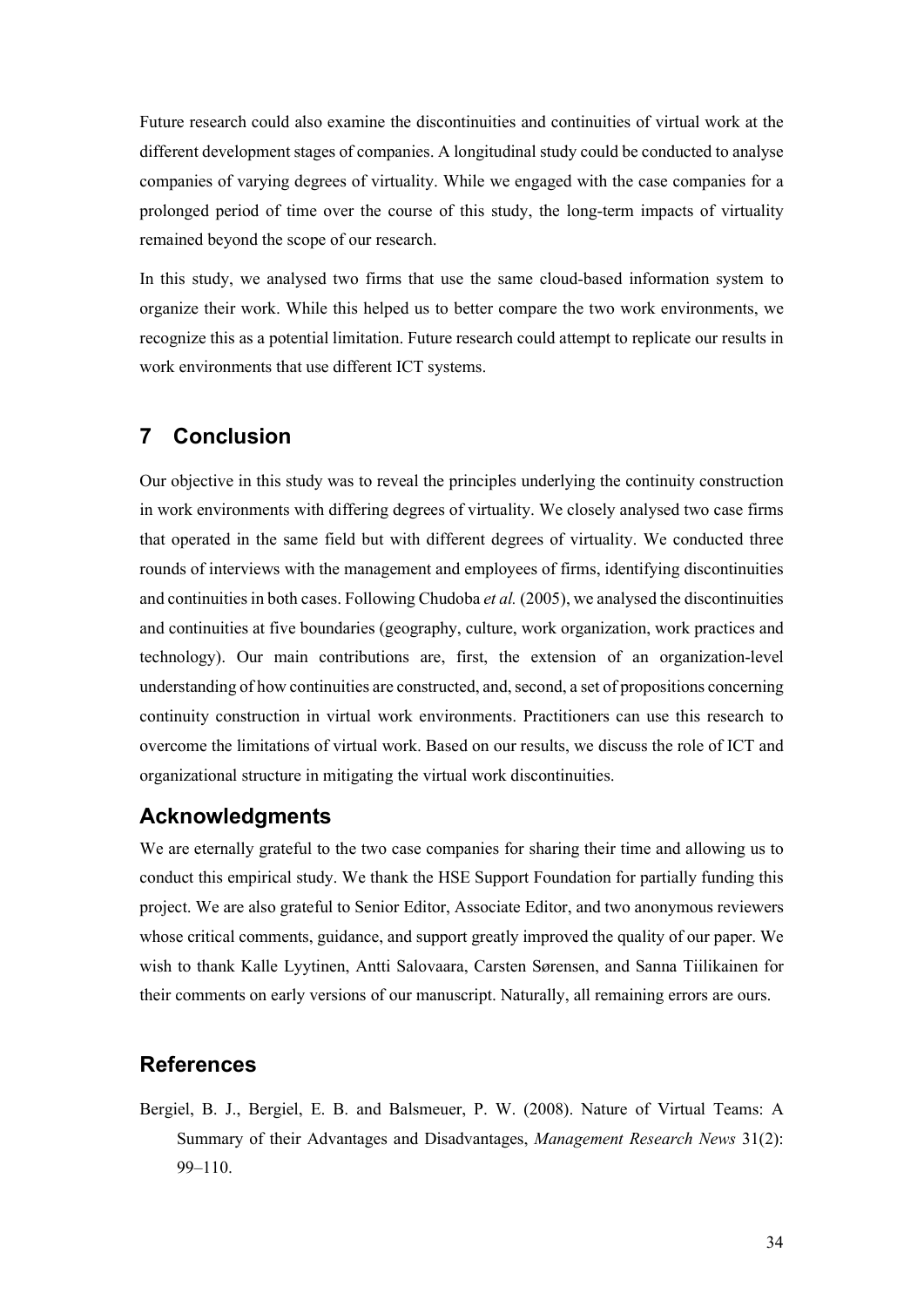Future research could also examine the discontinuities and continuities of virtual work at the different development stages of companies. A longitudinal study could be conducted to analyse companies of varying degrees of virtuality. While we engaged with the case companies for a prolonged period of time over the course of this study, the long-term impacts of virtuality remained beyond the scope of our research.

In this study, we analysed two firms that use the same cloud-based information system to organize their work. While this helped us to better compare the two work environments, we recognize this as a potential limitation. Future research could attempt to replicate our results in work environments that use different ICT systems.

## 7 Conclusion

Our objective in this study was to reveal the principles underlying the continuity construction in work environments with differing degrees of virtuality. We closely analysed two case firms that operated in the same field but with different degrees of virtuality. We conducted three rounds of interviews with the management and employees of firms, identifying discontinuities and continuities in both cases. Following Chudoba *et al.* (2005), we analysed the discontinuities and continuities at five boundaries (geography, culture, work organization, work practices and technology). Our main contributions are, first, the extension of an organization-level understanding of how continuities are constructed, and, second, a set of propositions concerning continuity construction in virtual work environments. Practitioners can use this research to overcome the limitations of virtual work. Based on our results, we discuss the role of ICT and organizational structure in mitigating the virtual work discontinuities.

## Acknowledgments

We are eternally grateful to the two case companies for sharing their time and allowing us to conduct this empirical study. We thank the HSE Support Foundation for partially funding this project. We are also grateful to Senior Editor, Associate Editor, and two anonymous reviewers whose critical comments, guidance, and support greatly improved the quality of our paper. We wish to thank Kalle Lyytinen, Antti Salovaara, Carsten Sørensen, and Sanna Tiilikainen for their comments on early versions of our manuscript. Naturally, all remaining errors are ours.

## References

Bergiel, B. J., Bergiel, E. B. and Balsmeuer, P. W. (2008). Nature of Virtual Teams: A Summary of their Advantages and Disadvantages, *Management Research News* 31(2): 99–110.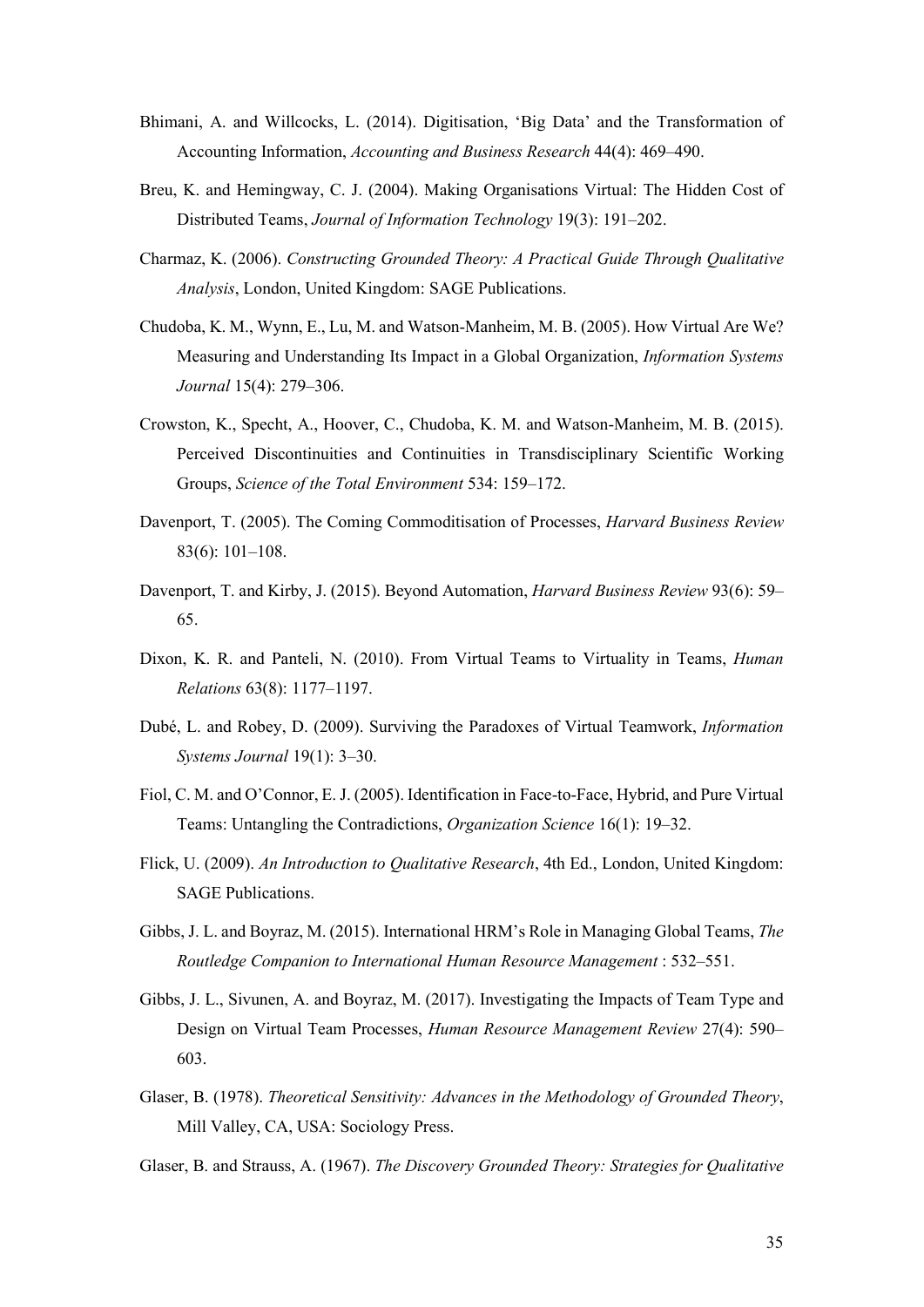Bhimani, A. and Willcocks, L. (2014). Digitisation, 'Big Data' and the Transformation of Accounting Information, *Accounting and Business Research* 44(4): 469–490.

Breu, K. and Hemingway, C. J. (2004). Making Organisations Virtual: The Hidden Cost of Distributed Teams, *Journal of Information Technology* 19(3): 191–202.

Charmaz, K. (2006). *Constructing Grounded Theory: A Practical Guide Through Qualitative Analysis*, London, United Kingdom: SAGE Publications.

Chudoba, K. M., Wynn, E., Lu, M. and Watson-Manheim, M. B. (2005). How Virtual Are We? Measuring and Understanding Its Impact in a Global Organization, *Information Systems Journal* 15(4): 279–306.

Crowston, K., Specht, A., Hoover, C., Chudoba, K. M. and Watson-Manheim, M. B. (2015). Perceived Discontinuities and Continuities in Transdisciplinary Scientific Working Groups, *Science of the Total Environment* 534: 159–172.

Davenport, T. (2005). The Coming Commoditisation of Processes, *Harvard Business Review* 83(6): 101–108.

Davenport, T. and Kirby, J. (2015). Beyond Automation, *Harvard Business Review* 93(6): 59–65.

Dixon, K. R. and Panteli, N. (2010). From Virtual Teams to Virtuality in Teams, *Human Relations* 63(8): 1177–1197.

Dubé, L. and Robey, D. (2009). Surviving the Paradoxes of Virtual Teamwork, *Information Systems Journal* 19(1): 3–30.

Fiol, C. M. and O'Connor, E. J. (2005). Identification in Face-to-Face, Hybrid, and Pure Virtual Teams: Untangling the Contradictions, *Organization Science* 16(1): 19–32.

Flick, U. (2009). *An Introduction to Qualitative Research*, 4th Ed., London, United Kingdom: SAGE Publications.

Gibbs, J. L. and Boyraz, M. (2015). International HRM's Role in Managing Global Teams, *The Routledge Companion to International Human Resource Management* : 532–551.

Gibbs, J. L., Sivunen, A. and Boyraz, M. (2017). Investigating the Impacts of Team Type and Design on Virtual Team Processes, *Human Resource Management Review* 27(4): 590–603.

Glaser, B. (1978). *Theoretical Sensitivity: Advances in the Methodology of Grounded Theory*, Mill Valley, CA, USA: Sociology Press.

Glaser, B. and Strauss, A. (1967). *The Discovery Grounded Theory: Strategies for Qualitative*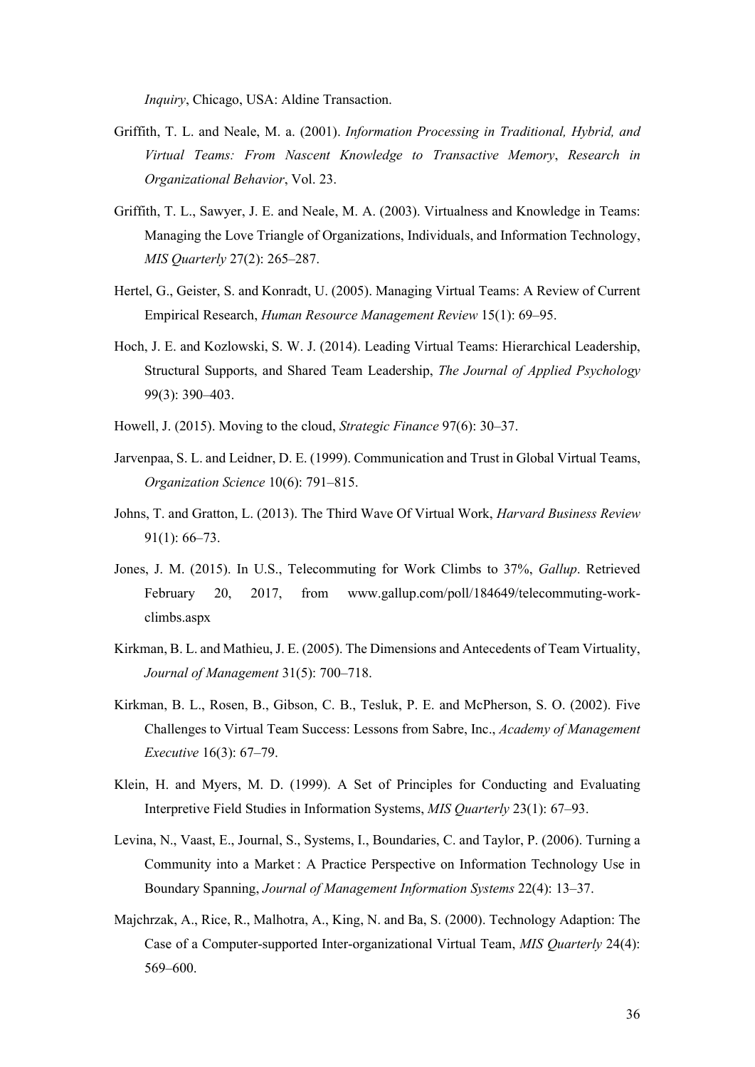*Inquiry*, Chicago, USA: Aldine Transaction.

Griffith, T. L. and Neale, M. a. (2001). *Information Processing in Traditional, Hybrid, and Virtual Teams: From Nascent Knowledge to Transactive Memory*, *Research in Organizational Behavior*, Vol. 23.

Griffith, T. L., Sawyer, J. E. and Neale, M. A. (2003). Virtualness and Knowledge in Teams: Managing the Love Triangle of Organizations, Individuals, and Information Technology, *MIS Quarterly* 27(2): 265–287.

Hertel, G., Geister, S. and Konradt, U. (2005). Managing Virtual Teams: A Review of Current Empirical Research, *Human Resource Management Review* 15(1): 69–95.

Hoch, J. E. and Kozlowski, S. W. J. (2014). Leading Virtual Teams: Hierarchical Leadership, Structural Supports, and Shared Team Leadership, *The Journal of Applied Psychology* 99(3): 390–403.

Howell, J. (2015). Moving to the cloud, *Strategic Finance* 97(6): 30–37.

Jarvenpaa, S. L. and Leidner, D. E. (1999). Communication and Trust in Global Virtual Teams, *Organization Science* 10(6): 791–815.

Johns, T. and Gratton, L. (2013). The Third Wave Of Virtual Work, *Harvard Business Review* 91(1): 66–73.

Jones, J. M. (2015). In U.S., Telecommuting for Work Climbs to 37%, *Gallup*. Retrieved February 20, 2017, from www.gallup.com/poll/184649/telecommuting-work-climbs.aspx

Kirkman, B. L. and Mathieu, J. E. (2005). The Dimensions and Antecedents of Team Virtuality, *Journal of Management* 31(5): 700–718.

Kirkman, B. L., Rosen, B., Gibson, C. B., Tesluk, P. E. and McPherson, S. O. (2002). Five Challenges to Virtual Team Success: Lessons from Sabre, Inc., *Academy of Management Executive* 16(3): 67–79.

Klein, H. and Myers, M. D. (1999). A Set of Principles for Conducting and Evaluating Interpretive Field Studies in Information Systems, *MIS Quarterly* 23(1): 67–93.

Levina, N., Vaast, E., Journal, S., Systems, I., Boundaries, C. and Taylor, P. (2006). Turning a Community into a Market : A Practice Perspective on Information Technology Use in Boundary Spanning, *Journal of Management Information Systems* 22(4): 13–37.

Majchrzak, A., Rice, R., Malhotra, A., King, N. and Ba, S. (2000). Technology Adaption: The Case of a Computer-supported Inter-organizational Virtual Team, *MIS Quarterly* 24(4): 569–600.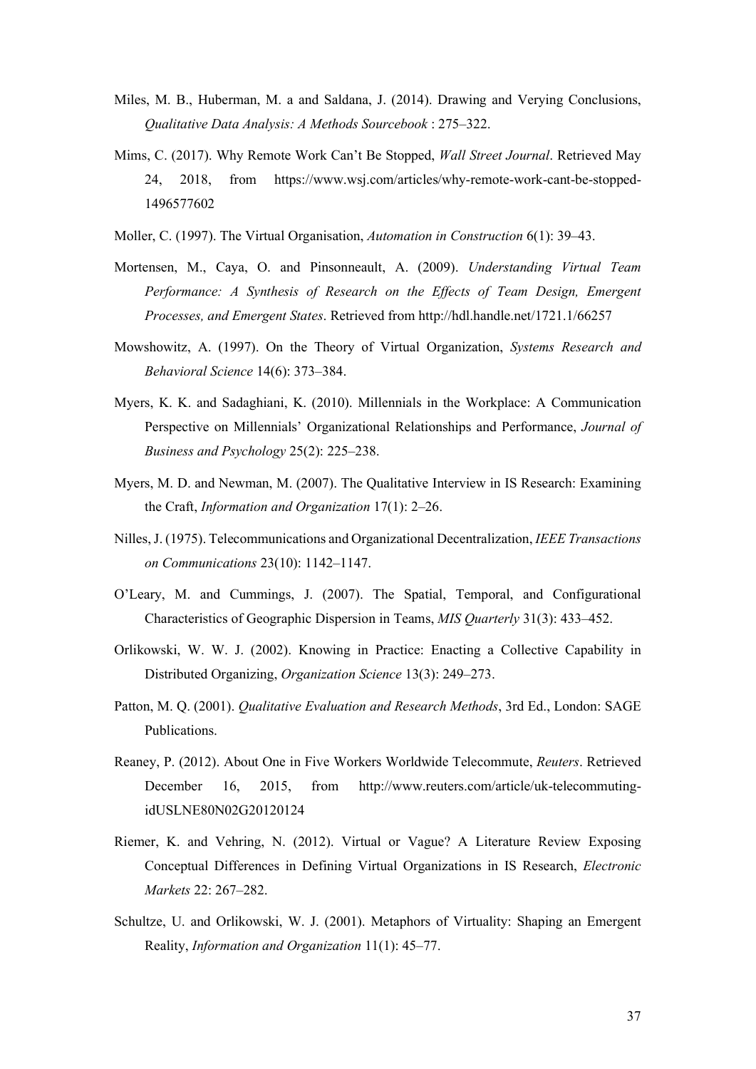Miles, M. B., Huberman, M. a and Saldana, J. (2014). Drawing and Verying Conclusions, *Qualitative Data Analysis: A Methods Sourcebook* : 275–322.

Mims, C. (2017). Why Remote Work Can't Be Stopped, *Wall Street Journal*. Retrieved May 24, 2018, from https://www.wsj.com/articles/why-remote-work-cant-be-stopped-1496577602

Moller, C. (1997). The Virtual Organisation, *Automation in Construction* 6(1): 39–43.

Mortensen, M., Caya, O. and Pinsonneault, A. (2009). *Understanding Virtual Team Performance: A Synthesis of Research on the Effects of Team Design, Emergent Processes, and Emergent States*. Retrieved from http://hdl.handle.net/1721.1/66257

Mowshowitz, A. (1997). On the Theory of Virtual Organization, *Systems Research and Behavioral Science* 14(6): 373–384.

Myers, K. K. and Sadaghiani, K. (2010). Millennials in the Workplace: A Communication Perspective on Millennials' Organizational Relationships and Performance, *Journal of Business and Psychology* 25(2): 225–238.

Myers, M. D. and Newman, M. (2007). The Qualitative Interview in IS Research: Examining the Craft, *Information and Organization* 17(1): 2–26.

Nilles, J. (1975). Telecommunications and Organizational Decentralization, *IEEE Transactions on Communications* 23(10): 1142–1147.

O'Leary, M. and Cummings, J. (2007). The Spatial, Temporal, and Configurational Characteristics of Geographic Dispersion in Teams, *MIS Quarterly* 31(3): 433–452.

Orlikowski, W. W. J. (2002). Knowing in Practice: Enacting a Collective Capability in Distributed Organizing, *Organization Science* 13(3): 249–273.

Patton, M. Q. (2001). *Qualitative Evaluation and Research Methods*, 3rd Ed., London: SAGE Publications.

Reaney, P. (2012). About One in Five Workers Worldwide Telecommute, *Reuters*. Retrieved December 16, 2015, from http://www.reuters.com/article/uk-telecommuting-idUSLNE80N02G20120124

Riemer, K. and Vehring, N. (2012). Virtual or Vague? A Literature Review Exposing Conceptual Differences in Defining Virtual Organizations in IS Research, *Electronic Markets* 22: 267–282.

Schultze, U. and Orlikowski, W. J. (2001). Metaphors of Virtuality: Shaping an Emergent Reality, *Information and Organization* 11(1): 45–77.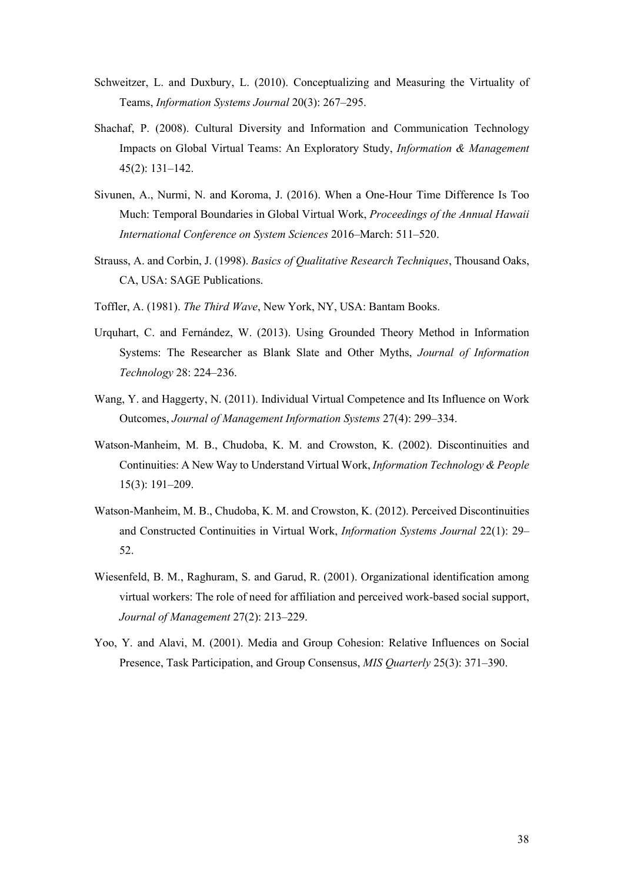Schweitzer, L. and Duxbury, L. (2010). Conceptualizing and Measuring the Virtuality of Teams, *Information Systems Journal* 20(3): 267–295.

Shachaf, P. (2008). Cultural Diversity and Information and Communication Technology Impacts on Global Virtual Teams: An Exploratory Study, *Information & Management* 45(2): 131–142.

Sivunen, A., Nurmi, N. and Koroma, J. (2016). When a One-Hour Time Difference Is Too Much: Temporal Boundaries in Global Virtual Work, *Proceedings of the Annual Hawaii International Conference on System Sciences* 2016–March: 511–520.

Strauss, A. and Corbin, J. (1998). *Basics of Qualitative Research Techniques*, Thousand Oaks, CA, USA: SAGE Publications.

Toffler, A. (1981). *The Third Wave*, New York, NY, USA: Bantam Books.

Urquhart, C. and Fernández, W. (2013). Using Grounded Theory Method in Information Systems: The Researcher as Blank Slate and Other Myths, *Journal of Information Technology* 28: 224–236.

Wang, Y. and Haggerty, N. (2011). Individual Virtual Competence and Its Influence on Work Outcomes, *Journal of Management Information Systems* 27(4): 299–334.

Watson-Manheim, M. B., Chudoba, K. M. and Crowston, K. (2002). Discontinuities and Continuities: A New Way to Understand Virtual Work, *Information Technology & People* 15(3): 191–209.

Watson-Manheim, M. B., Chudoba, K. M. and Crowston, K. (2012). Perceived Discontinuities and Constructed Continuities in Virtual Work, *Information Systems Journal* 22(1): 29–52.

Wiesenfeld, B. M., Raghuram, S. and Garud, R. (2001). Organizational identification among virtual workers: The role of need for affiliation and perceived work-based social support, *Journal of Management* 27(2): 213–229.

Yoo, Y. and Alavi, M. (2001). Media and Group Cohesion: Relative Influences on Social Presence, Task Participation, and Group Consensus, *MIS Quarterly* 25(3): 371–390.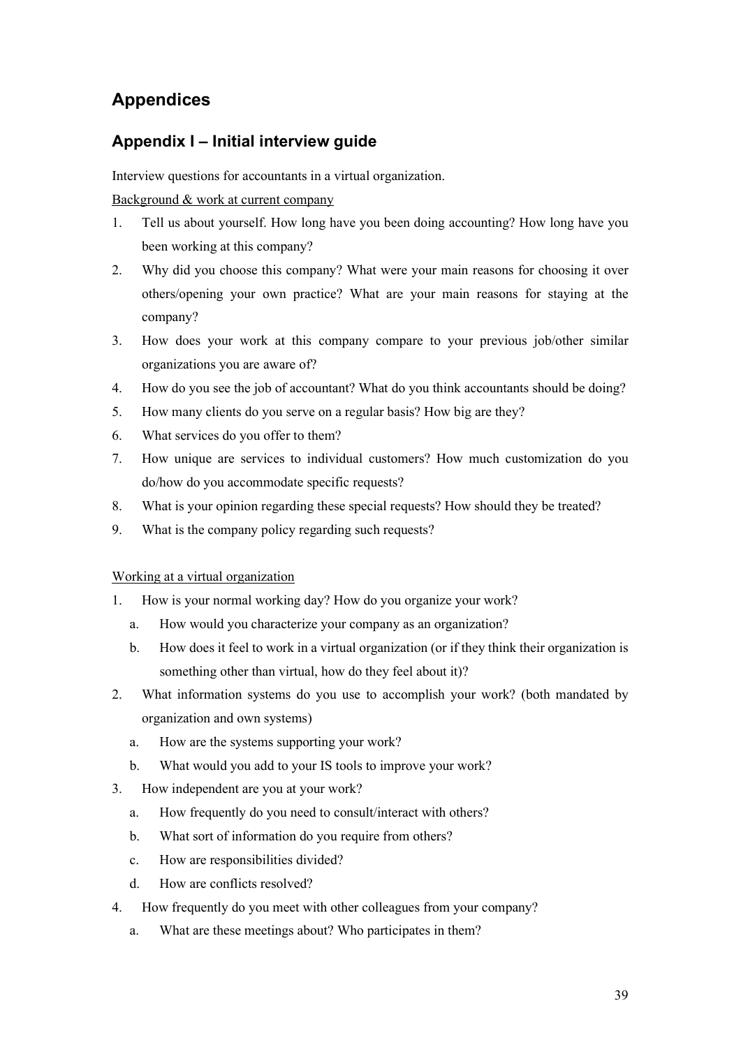# Appendices

## Appendix I – Initial interview guide

Interview questions for accountants in a virtual organization.

<u>Background & work at current company</u>

1. Tell us about yourself. How long have you been doing accounting? How long have you been working at this company?
2. Why did you choose this company? What were your main reasons for choosing it over others/opening your own practice? What are your main reasons for staying at the company?
3. How does your work at this company compare to your previous job/other similar organizations you are aware of?
4. How do you see the job of accountant? What do you think accountants should be doing?
5. How many clients do you serve on a regular basis? How big are they?
6. What services do you offer to them?
7. How unique are services to individual customers? How much customization do you do/how do you accommodate specific requests?
8. What is your opinion regarding these special requests? How should they be treated?
9. What is the company policy regarding such requests?

<u>Working at a virtual organization</u>

1. How is your normal working day? How do you organize your work?
   a. How would you characterize your company as an organization?
   b. How does it feel to work in a virtual organization (or if they think their organization is something other than virtual, how do they feel about it)?
2. What information systems do you use to accomplish your work? (both mandated by organization and own systems)
   a. How are the systems supporting your work?
   b. What would you add to your IS tools to improve your work?
3. How independent are you at your work?
   a. How frequently do you need to consult/interact with others?
   b. What sort of information do you require from others?
   c. How are responsibilities divided?
   d. How are conflicts resolved?
4. How frequently do you meet with other colleagues from your company?
   a. What are these meetings about? Who participates in them?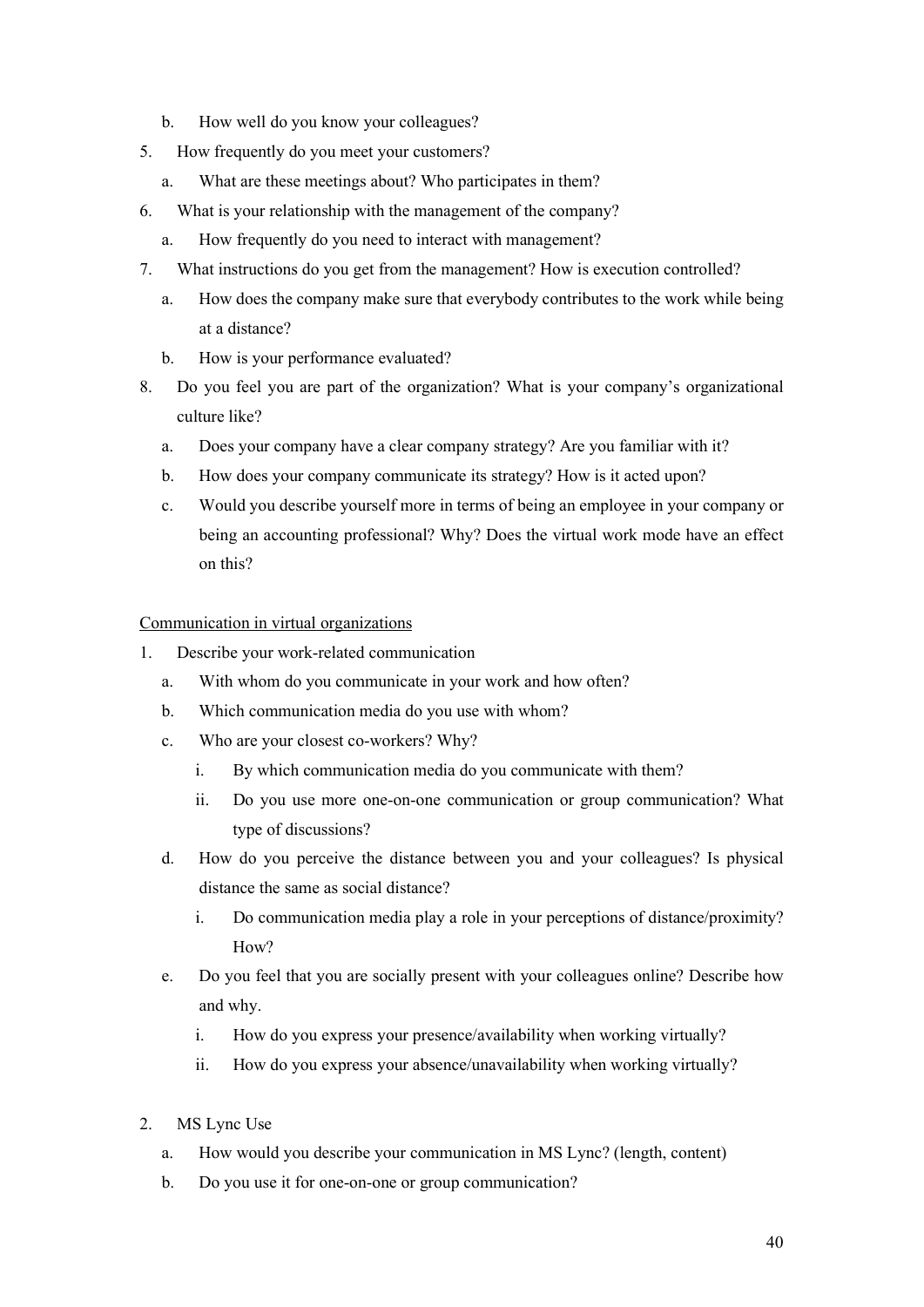b. How well do you know your colleagues?

5. How frequently do you meet your customers?
   a. What are these meetings about? Who participates in them?
6. What is your relationship with the management of the company?
   a. How frequently do you need to interact with management?
7. What instructions do you get from the management? How is execution controlled?
   a. How does the company make sure that everybody contributes to the work while being at a distance?
   b. How is your performance evaluated?
8. Do you feel you are part of the organization? What is your company's organizational culture like?
   a. Does your company have a clear company strategy? Are you familiar with it?
   b. How does your company communicate its strategy? How is it acted upon?
   c. Would you describe yourself more in terms of being an employee in your company or being an accounting professional? Why? Does the virtual work mode have an effect on this?

<u>Communication in virtual organizations</u>

1. Describe your work-related communication
   a. With whom do you communicate in your work and how often?
   b. Which communication media do you use with whom?
   c. Who are your closest co-workers? Why?
      i. By which communication media do you communicate with them?
      ii. Do you use more one-on-one communication or group communication? What type of discussions?
   d. How do you perceive the distance between you and your colleagues? Is physical distance the same as social distance?
      i. Do communication media play a role in your perceptions of distance/proximity? How?
   e. Do you feel that you are socially present with your colleagues online? Describe how and why.
      i. How do you express your presence/availability when working virtually?
      ii. How do you express your absence/unavailability when working virtually?

2. MS Lync Use
   a. How would you describe your communication in MS Lync? (length, content)
   b. Do you use it for one-on-one or group communication?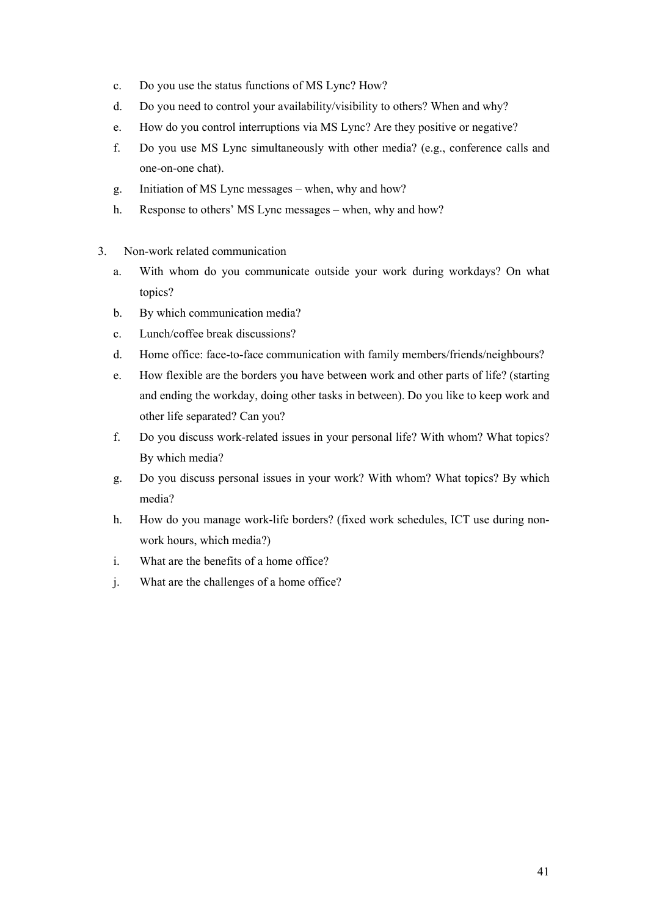c. Do you use the status functions of MS Lync? How?
   d. Do you need to control your availability/visibility to others? When and why?
   e. How do you control interruptions via MS Lync? Are they positive or negative?
   f. Do you use MS Lync simultaneously with other media? (e.g., conference calls and one-on-one chat).
   g. Initiation of MS Lync messages – when, why and how?
   h. Response to others' MS Lync messages – when, why and how?

3. Non-work related communication
   a. With whom do you communicate outside your work during workdays? On what topics?
   b. By which communication media?
   c. Lunch/coffee break discussions?
   d. Home office: face-to-face communication with family members/friends/neighbours?
   e. How flexible are the borders you have between work and other parts of life? (starting and ending the workday, doing other tasks in between). Do you like to keep work and other life separated? Can you?
   f. Do you discuss work-related issues in your personal life? With whom? What topics? By which media?
   g. Do you discuss personal issues in your work? With whom? What topics? By which media?
   h. How do you manage work-life borders? (fixed work schedules, ICT use during non-work hours, which media?)
   i. What are the benefits of a home office?
   j. What are the challenges of a home office?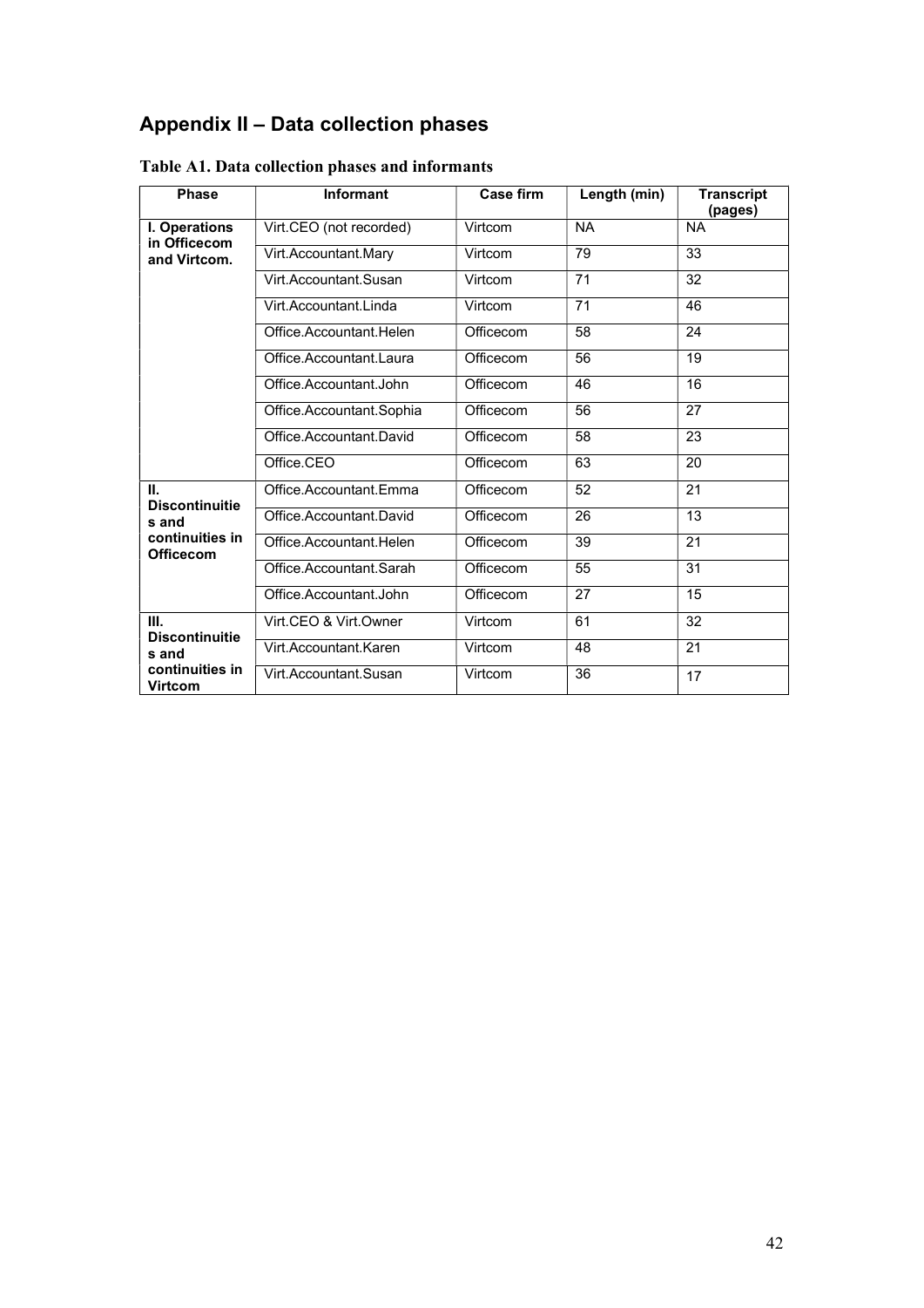# Appendix II – Data collection phases

**Table A1. Data collection phases and informants**

| Phase | Informant | Case firm | Length (min) | Transcript (pages) |
|---|---|---|---|---|
| **I. Operations in Officecom and Virtcom.** | Virt.CEO (not recorded) | Virtcom | NA | NA |
| | Virt.Accountant.Mary | Virtcom | 79 | 33 |
| | Virt.Accountant.Susan | Virtcom | 71 | 32 |
| | Virt.Accountant.Linda | Virtcom | 71 | 46 |
| | Office.Accountant.Helen | Officecom | 58 | 24 |
| | Office.Accountant.Laura | Officecom | 56 | 19 |
| | Office.Accountant.John | Officecom | 46 | 16 |
| | Office.Accountant.Sophia | Officecom | 56 | 27 |
| | Office.Accountant.David | Officecom | 58 | 23 |
| | Office.CEO | Officecom | 63 | 20 |
| **II. Discontinuities and continuities in Officecom** | Office.Accountant.Emma | Officecom | 52 | 21 |
| | Office.Accountant.David | Officecom | 26 | 13 |
| | Office.Accountant.Helen | Officecom | 39 | 21 |
| | Office.Accountant.Sarah | Officecom | 55 | 31 |
| | Office.Accountant.John | Officecom | 27 | 15 |
| **III. Discontinuities and continuities in Virtcom** | Virt.CEO & Virt.Owner | Virtcom | 61 | 32 |
| | Virt.Accountant.Karen | Virtcom | 48 | 21 |
| | Virt.Accountant.Susan | Virtcom | 36 | 17 |